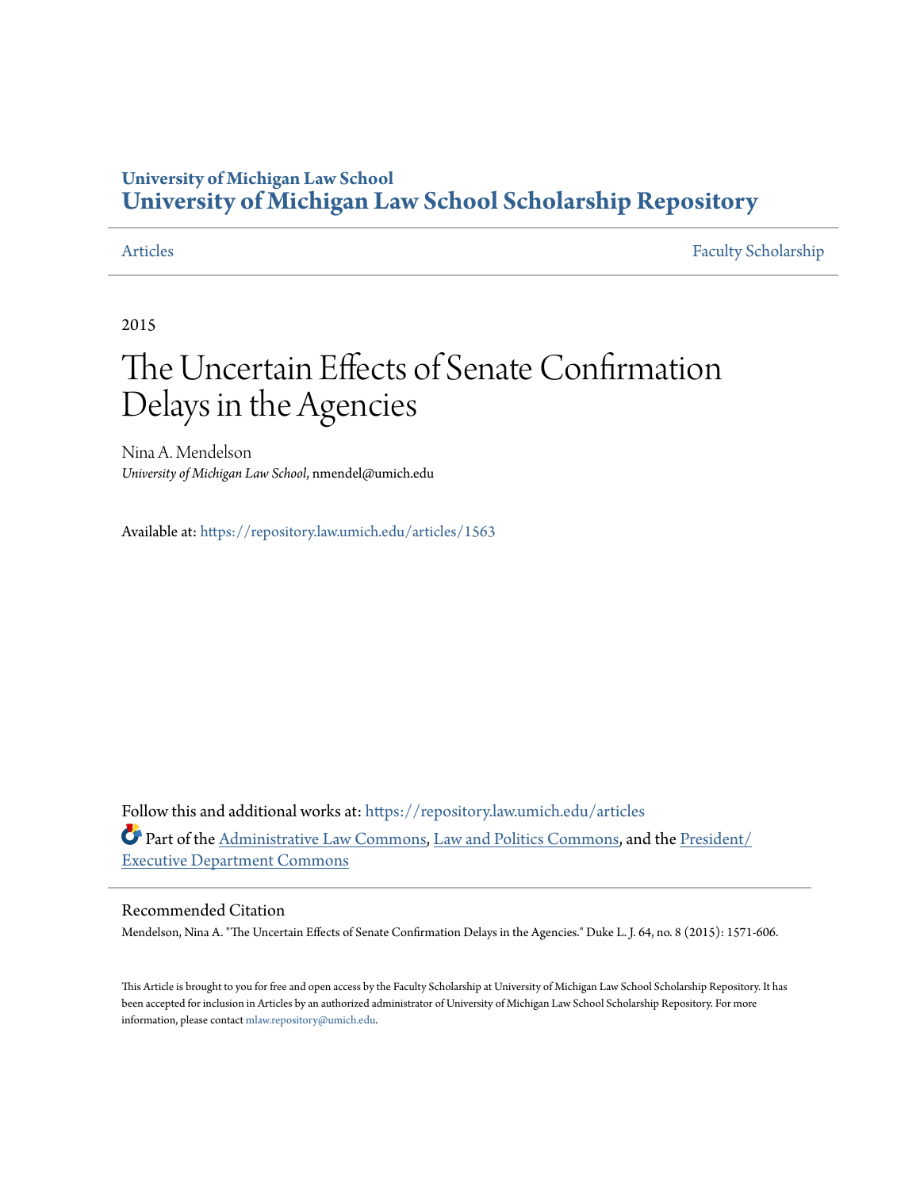University of Michigan Law School
# University of Michigan Law School Scholarship Repository

Articles | Faculty Scholarship

2015

# The Uncertain Effects of Senate Confirmation Delays in the Agencies

Nina A. Mendelson
*University of Michigan Law School*, nmendel@umich.edu

Available at: https://repository.law.umich.edu/articles/1563

Follow this and additional works at: https://repository.law.umich.edu/articles

Part of the Administrative Law Commons, Law and Politics Commons, and the President/Executive Department Commons

## Recommended Citation

Mendelson, Nina A. "The Uncertain Effects of Senate Confirmation Delays in the Agencies." Duke L. J. 64, no. 8 (2015): 1571-606.

This Article is brought to you for free and open access by the Faculty Scholarship at University of Michigan Law School Scholarship Repository. It has been accepted for inclusion in Articles by an authorized administrator of University of Michigan Law School Scholarship Repository. For more information, please contact mlaw.repository@umich.edu.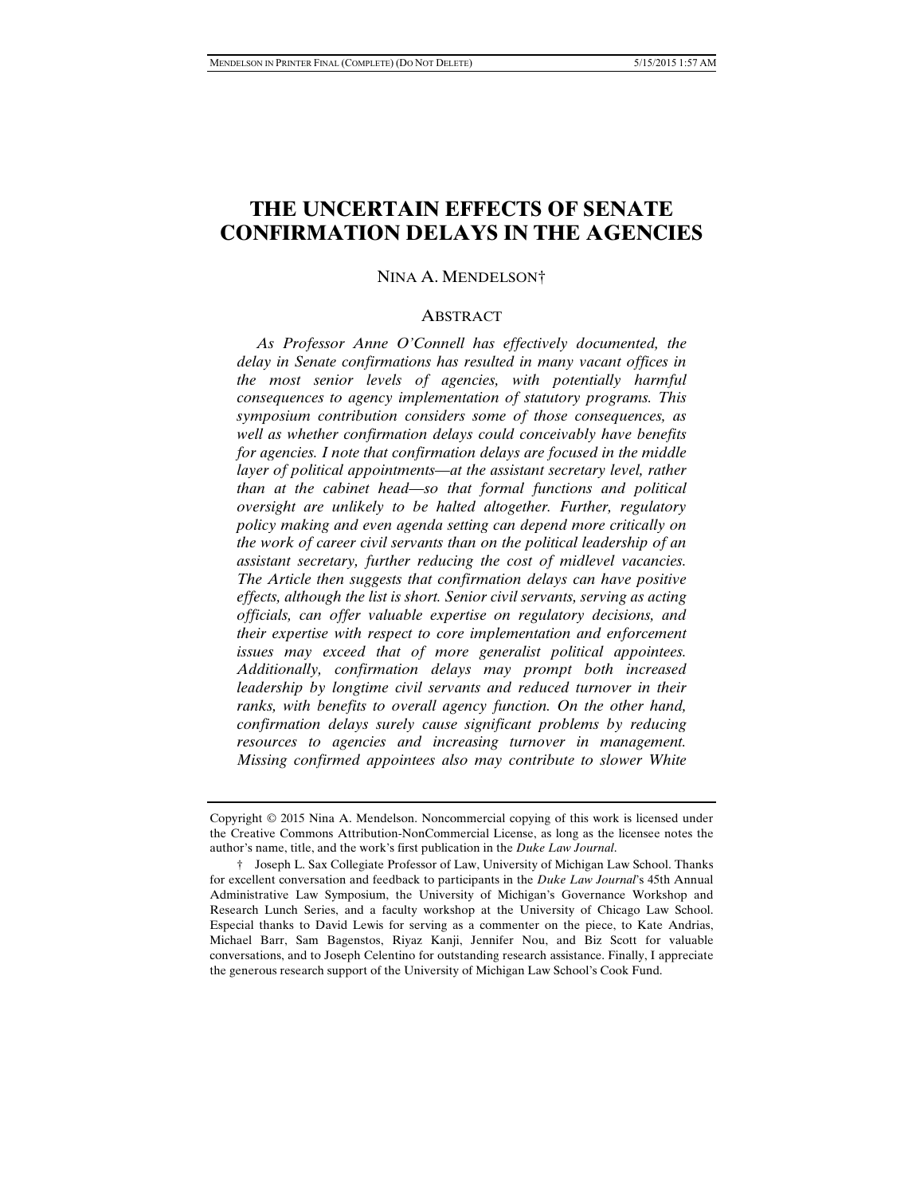# THE UNCERTAIN EFFECTS OF SENATE CONFIRMATION DELAYS IN THE AGENCIES

NINA A. MENDELSON†

## ABSTRACT

*As Professor Anne O'Connell has effectively documented, the delay in Senate confirmations has resulted in many vacant offices in the most senior levels of agencies, with potentially harmful consequences to agency implementation of statutory programs. This symposium contribution considers some of those consequences, as well as whether confirmation delays could conceivably have benefits for agencies. I note that confirmation delays are focused in the middle layer of political appointments—at the assistant secretary level, rather than at the cabinet head—so that formal functions and political oversight are unlikely to be halted altogether. Further, regulatory policy making and even agenda setting can depend more critically on the work of career civil servants than on the political leadership of an assistant secretary, further reducing the cost of midlevel vacancies. The Article then suggests that confirmation delays can have positive effects, although the list is short. Senior civil servants, serving as acting officials, can offer valuable expertise on regulatory decisions, and their expertise with respect to core implementation and enforcement issues may exceed that of more generalist political appointees. Additionally, confirmation delays may prompt both increased leadership by longtime civil servants and reduced turnover in their ranks, with benefits to overall agency function. On the other hand, confirmation delays surely cause significant problems by reducing resources to agencies and increasing turnover in management. Missing confirmed appointees also may contribute to slower White*

---

Copyright © 2015 Nina A. Mendelson. Noncommercial copying of this work is licensed under the Creative Commons Attribution-NonCommercial License, as long as the licensee notes the author's name, title, and the work's first publication in the *Duke Law Journal*.

† Joseph L. Sax Collegiate Professor of Law, University of Michigan Law School. Thanks for excellent conversation and feedback to participants in the *Duke Law Journal*'s 45th Annual Administrative Law Symposium, the University of Michigan's Governance Workshop and Research Lunch Series, and a faculty workshop at the University of Chicago Law School. Especial thanks to David Lewis for serving as a commenter on the piece, to Kate Andrias, Michael Barr, Sam Bagenstos, Riyaz Kanji, Jennifer Nou, and Biz Scott for valuable conversations, and to Joseph Celentino for outstanding research assistance. Finally, I appreciate the generous research support of the University of Michigan Law School's Cook Fund.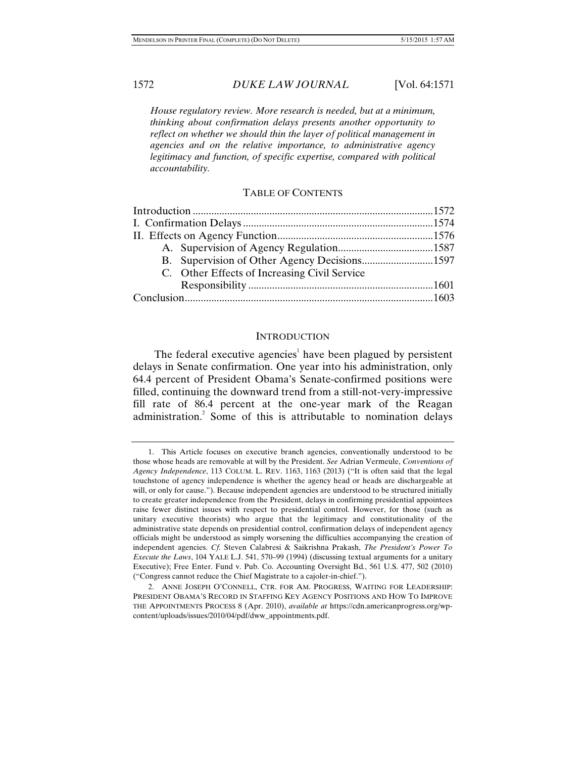*House regulatory review. More research is needed, but at a minimum, thinking about confirmation delays presents another opportunity to reflect on whether we should thin the layer of political management in agencies and on the relative importance, to administrative agency legitimacy and function, of specific expertise, compared with political accountability.*

## TABLE OF CONTENTS

| | |
|---|---|
| Introduction | 1572 |
| I. Confirmation Delays | 1574 |
| II. Effects on Agency Function | 1576 |
| A. Supervision of Agency Regulation | 1587 |
| B. Supervision of Other Agency Decisions | 1597 |
| C. Other Effects of Increasing Civil Service Responsibility | 1601 |
| Conclusion | 1603 |

## INTRODUCTION

The federal executive agencies[1] have been plagued by persistent delays in Senate confirmation. One year into his administration, only 64.4 percent of President Obama's Senate-confirmed positions were filled, continuing the downward trend from a still-not-very-impressive fill rate of 86.4 percent at the one-year mark of the Reagan administration.[2] Some of this is attributable to nomination delays

---

1. This Article focuses on executive branch agencies, conventionally understood to be those whose heads are removable at will by the President. *See* Adrian Vermeule, *Conventions of Agency Independence*, 113 COLUM. L. REV. 1163, 1163 (2013) ("It is often said that the legal touchstone of agency independence is whether the agency head or heads are dischargeable at will, or only for cause."). Because independent agencies are understood to be structured initially to create greater independence from the President, delays in confirming presidential appointees raise fewer distinct issues with respect to presidential control. However, for those (such as unitary executive theorists) who argue that the legitimacy and constitutionality of the administrative state depends on presidential control, confirmation delays of independent agency officials might be understood as simply worsening the difficulties accompanying the creation of independent agencies. *Cf.* Steven Calabresi & Saikrishna Prakash, *The President's Power To Execute the Laws*, 104 YALE L.J. 541, 570–99 (1994) (discussing textual arguments for a unitary Executive); Free Enter. Fund v. Pub. Co. Accounting Oversight Bd., 561 U.S. 477, 502 (2010) ("Congress cannot reduce the Chief Magistrate to a cajoler-in-chief.").

2. ANNE JOSEPH O'CONNELL, CTR. FOR AM. PROGRESS, WAITING FOR LEADERSHIP: PRESIDENT OBAMA'S RECORD IN STAFFING KEY AGENCY POSITIONS AND HOW TO IMPROVE THE APPOINTMENTS PROCESS 8 (Apr. 2010), *available at* https://cdn.americanprogress.org/wp-content/uploads/issues/2010/04/pdf/dww_appointments.pdf.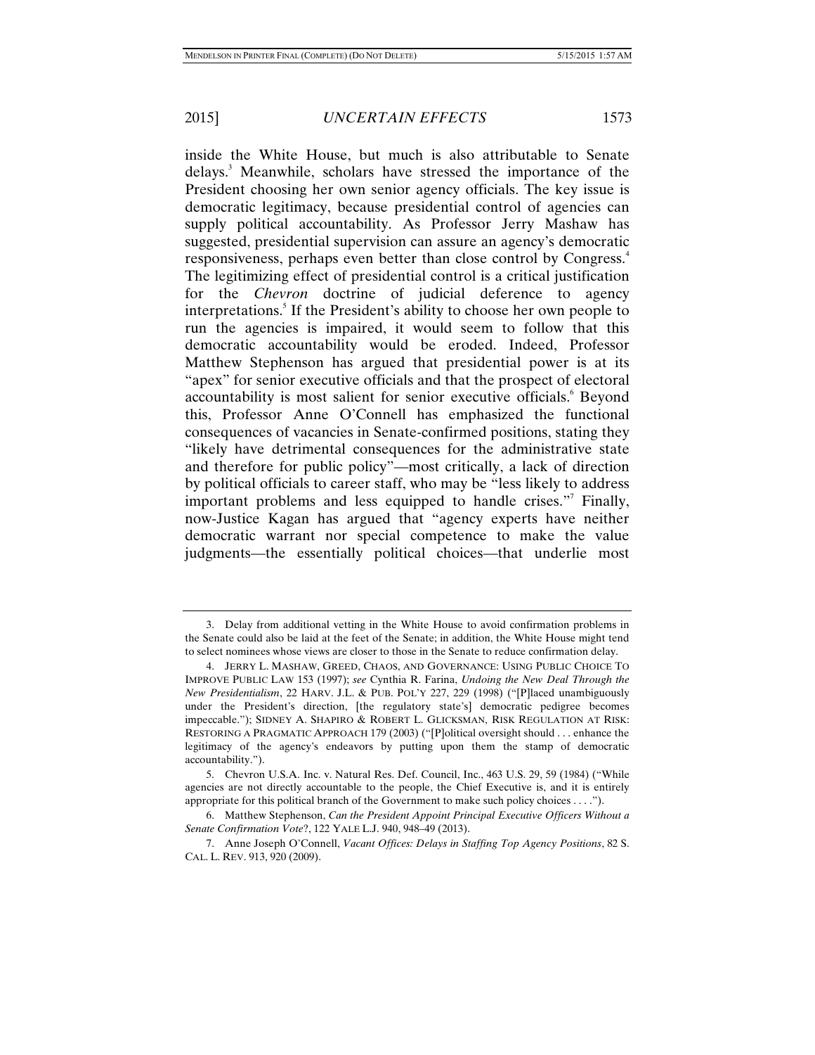inside the White House, but much is also attributable to Senate delays.[3] Meanwhile, scholars have stressed the importance of the President choosing her own senior agency officials. The key issue is democratic legitimacy, because presidential control of agencies can supply political accountability. As Professor Jerry Mashaw has suggested, presidential supervision can assure an agency's democratic responsiveness, perhaps even better than close control by Congress.[4] The legitimizing effect of presidential control is a critical justification for the *Chevron* doctrine of judicial deference to agency interpretations.[5] If the President's ability to choose her own people to run the agencies is impaired, it would seem to follow that this democratic accountability would be eroded. Indeed, Professor Matthew Stephenson has argued that presidential power is at its "apex" for senior executive officials and that the prospect of electoral accountability is most salient for senior executive officials.[6] Beyond this, Professor Anne O'Connell has emphasized the functional consequences of vacancies in Senate-confirmed positions, stating they "likely have detrimental consequences for the administrative state and therefore for public policy"—most critically, a lack of direction by political officials to career staff, who may be "less likely to address important problems and less equipped to handle crises."[7] Finally, now-Justice Kagan has argued that "agency experts have neither democratic warrant nor special competence to make the value judgments—the essentially political choices—that underlie most

---

3. Delay from additional vetting in the White House to avoid confirmation problems in the Senate could also be laid at the feet of the Senate; in addition, the White House might tend to select nominees whose views are closer to those in the Senate to reduce confirmation delay.

4. JERRY L. MASHAW, GREED, CHAOS, AND GOVERNANCE: USING PUBLIC CHOICE TO IMPROVE PUBLIC LAW 153 (1997); *see* Cynthia R. Farina, *Undoing the New Deal Through the New Presidentialism*, 22 HARV. J.L. & PUB. POL'Y 227, 229 (1998) ("[P]laced unambiguously under the President's direction, [the regulatory state's] democratic pedigree becomes impeccable."); SIDNEY A. SHAPIRO & ROBERT L. GLICKSMAN, RISK REGULATION AT RISK: RESTORING A PRAGMATIC APPROACH 179 (2003) ("[P]olitical oversight should . . . enhance the legitimacy of the agency's endeavors by putting upon them the stamp of democratic accountability.").

5. Chevron U.S.A. Inc. v. Natural Res. Def. Council, Inc., 463 U.S. 29, 59 (1984) ("While agencies are not directly accountable to the people, the Chief Executive is, and it is entirely appropriate for this political branch of the Government to make such policy choices . . . .").

6. Matthew Stephenson, *Can the President Appoint Principal Executive Officers Without a Senate Confirmation Vote*?, 122 YALE L.J. 940, 948–49 (2013).

7. Anne Joseph O'Connell, *Vacant Offices: Delays in Staffing Top Agency Positions*, 82 S. CAL. L. REV. 913, 920 (2009).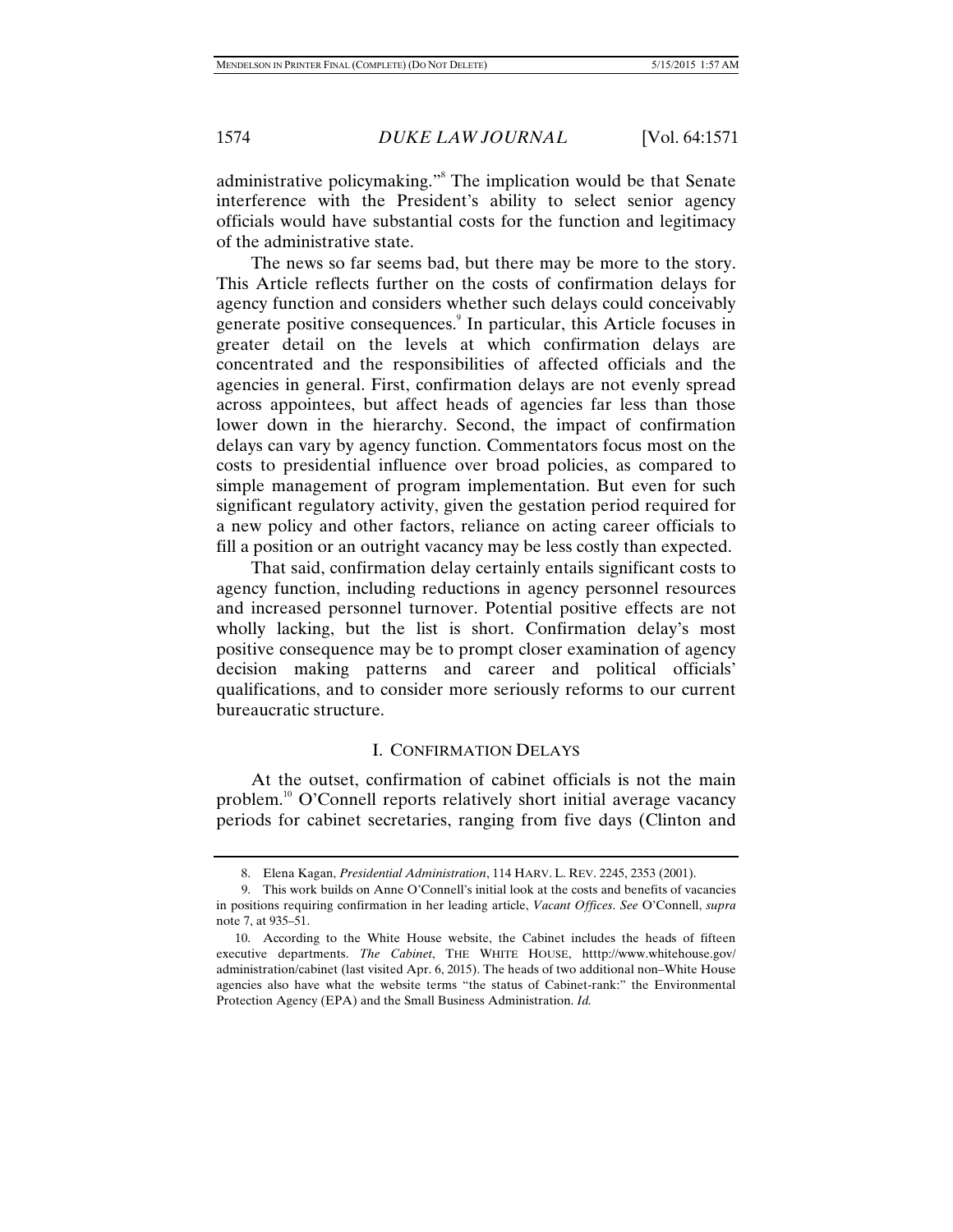administrative policymaking."[8] The implication would be that Senate interference with the President's ability to select senior agency officials would have substantial costs for the function and legitimacy of the administrative state.

The news so far seems bad, but there may be more to the story. This Article reflects further on the costs of confirmation delays for agency function and considers whether such delays could conceivably generate positive consequences.[9] In particular, this Article focuses in greater detail on the levels at which confirmation delays are concentrated and the responsibilities of affected officials and the agencies in general. First, confirmation delays are not evenly spread across appointees, but affect heads of agencies far less than those lower down in the hierarchy. Second, the impact of confirmation delays can vary by agency function. Commentators focus most on the costs to presidential influence over broad policies, as compared to simple management of program implementation. But even for such significant regulatory activity, given the gestation period required for a new policy and other factors, reliance on acting career officials to fill a position or an outright vacancy may be less costly than expected.

That said, confirmation delay certainly entails significant costs to agency function, including reductions in agency personnel resources and increased personnel turnover. Potential positive effects are not wholly lacking, but the list is short. Confirmation delay's most positive consequence may be to prompt closer examination of agency decision making patterns and career and political officials' qualifications, and to consider more seriously reforms to our current bureaucratic structure.

## I. CONFIRMATION DELAYS

At the outset, confirmation of cabinet officials is not the main problem.[10] O'Connell reports relatively short initial average vacancy periods for cabinet secretaries, ranging from five days (Clinton and

---

8. Elena Kagan, *Presidential Administration*, 114 HARV. L. REV. 2245, 2353 (2001).

9. This work builds on Anne O'Connell's initial look at the costs and benefits of vacancies in positions requiring confirmation in her leading article, *Vacant Offices*. *See* O'Connell, *supra* note 7, at 935–51.

10. According to the White House website, the Cabinet includes the heads of fifteen executive departments. *The Cabinet*, THE WHITE HOUSE, htttp://www.whitehouse.gov/administration/cabinet (last visited Apr. 6, 2015). The heads of two additional non–White House agencies also have what the website terms "the status of Cabinet-rank:" the Environmental Protection Agency (EPA) and the Small Business Administration. *Id.*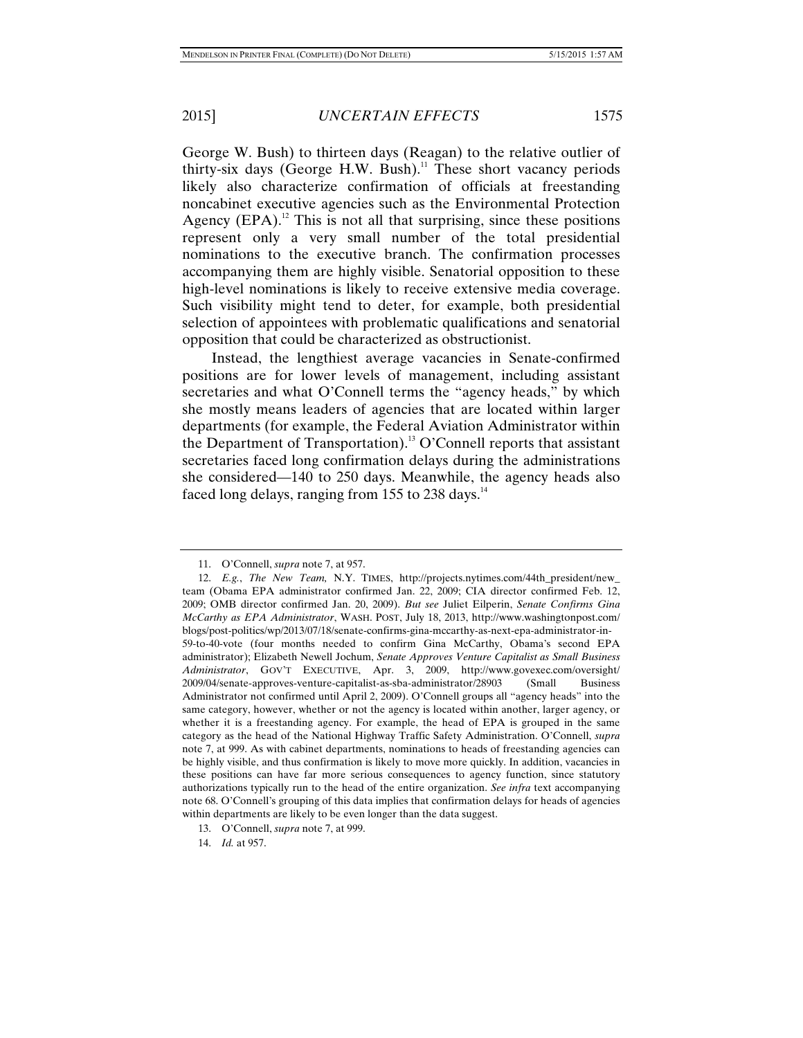George W. Bush) to thirteen days (Reagan) to the relative outlier of thirty-six days (George H.W. Bush).[11] These short vacancy periods likely also characterize confirmation of officials at freestanding noncabinet executive agencies such as the Environmental Protection Agency (EPA).[12] This is not all that surprising, since these positions represent only a very small number of the total presidential nominations to the executive branch. The confirmation processes accompanying them are highly visible. Senatorial opposition to these high-level nominations is likely to receive extensive media coverage. Such visibility might tend to deter, for example, both presidential selection of appointees with problematic qualifications and senatorial opposition that could be characterized as obstructionist.

Instead, the lengthiest average vacancies in Senate-confirmed positions are for lower levels of management, including assistant secretaries and what O'Connell terms the "agency heads," by which she mostly means leaders of agencies that are located within larger departments (for example, the Federal Aviation Administrator within the Department of Transportation).[13] O'Connell reports that assistant secretaries faced long confirmation delays during the administrations she considered—140 to 250 days. Meanwhile, the agency heads also faced long delays, ranging from 155 to 238 days.[14]

---

11. O'Connell, *supra* note 7, at 957.

12. *E.g.*, *The New Team,* N.Y. TIMES, http://projects.nytimes.com/44th_president/new_team (Obama EPA administrator confirmed Jan. 22, 2009; CIA director confirmed Feb. 12, 2009; OMB director confirmed Jan. 20, 2009). *But see* Juliet Eilperin, *Senate Confirms Gina McCarthy as EPA Administrator*, WASH. POST, July 18, 2013, http://www.washingtonpost.com/blogs/post-politics/wp/2013/07/18/senate-confirms-gina-mccarthy-as-next-epa-administrator-in-59-to-40-vote (four months needed to confirm Gina McCarthy, Obama's second EPA administrator); Elizabeth Newell Jochum, *Senate Approves Venture Capitalist as Small Business Administrator*, GOV'T EXECUTIVE, Apr. 3, 2009, http://www.govexec.com/oversight/2009/04/senate-approves-venture-capitalist-as-sba-administrator/28903 (Small Business Administrator not confirmed until April 2, 2009). O'Connell groups all "agency heads" into the same category, however, whether or not the agency is located within another, larger agency, or whether it is a freestanding agency. For example, the head of EPA is grouped in the same category as the head of the National Highway Traffic Safety Administration. O'Connell, *supra* note 7, at 999. As with cabinet departments, nominations to heads of freestanding agencies can be highly visible, and thus confirmation is likely to move more quickly. In addition, vacancies in these positions can have far more serious consequences to agency function, since statutory authorizations typically run to the head of the entire organization. *See infra* text accompanying note 68. O'Connell's grouping of this data implies that confirmation delays for heads of agencies within departments are likely to be even longer than the data suggest.

13. O'Connell, *supra* note 7, at 999.

14. *Id.* at 957.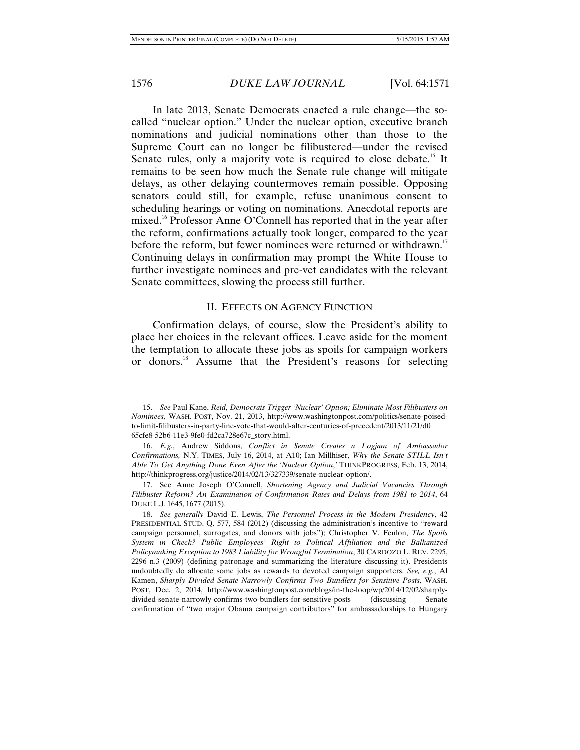In late 2013, Senate Democrats enacted a rule change—the so-called "nuclear option." Under the nuclear option, executive branch nominations and judicial nominations other than those to the Supreme Court can no longer be filibustered—under the revised Senate rules, only a majority vote is required to close debate.[15] It remains to be seen how much the Senate rule change will mitigate delays, as other delaying countermoves remain possible. Opposing senators could still, for example, refuse unanimous consent to scheduling hearings or voting on nominations. Anecdotal reports are mixed.[16] Professor Anne O'Connell has reported that in the year after the reform, confirmations actually took longer, compared to the year before the reform, but fewer nominees were returned or withdrawn.[17] Continuing delays in confirmation may prompt the White House to further investigate nominees and pre-vet candidates with the relevant Senate committees, slowing the process still further.

## II. EFFECTS ON AGENCY FUNCTION

Confirmation delays, of course, slow the President's ability to place her choices in the relevant offices. Leave aside for the moment the temptation to allocate these jobs as spoils for campaign workers or donors.[18] Assume that the President's reasons for selecting

---

15. *See* Paul Kane, *Reid, Democrats Trigger 'Nuclear' Option; Eliminate Most Filibusters on Nominees*, WASH. POST, Nov. 21, 2013, http://www.washingtonpost.com/politics/senate-poised-to-limit-filibusters-in-party-line-vote-that-would-alter-centuries-of-precedent/2013/11/21/d065cfe8-52b6-11e3-9fe0-fd2ca728e67c_story.html.

16. *E.g.*, Andrew Siddons, *Conflict in Senate Creates a Logjam of Ambassador Confirmations,* N.Y. TIMES, July 16, 2014, at A10; Ian Millhiser, *Why the Senate STILL Isn't Able To Get Anything Done Even After the 'Nuclear Option*,*'* THINKPROGRESS, Feb. 13, 2014, http://thinkprogress.org/justice/2014/02/13/327339/senate-nuclear-option/.

17. See Anne Joseph O'Connell, *Shortening Agency and Judicial Vacancies Through Filibuster Reform? An Examination of Confirmation Rates and Delays from 1981 to 2014*, 64 DUKE L.J. 1645, 1677 (2015).

18. *See generally* David E. Lewis, *The Personnel Process in the Modern Presidency*, 42 PRESIDENTIAL STUD. Q. 577, 584 (2012) (discussing the administration's incentive to "reward campaign personnel, surrogates, and donors with jobs"); Christopher V. Fenlon, *The Spoils System in Check? Public Employees' Right to Political Affiliation and the Balkanized Policymaking Exception to 1983 Liability for Wrongful Termination*, 30 CARDOZO L. REV. 2295, 2296 n.3 (2009) (defining patronage and summarizing the literature discussing it). Presidents undoubtedly do allocate some jobs as rewards to devoted campaign supporters. *See, e.g.*, Al Kamen, *Sharply Divided Senate Narrowly Confirms Two Bundlers for Sensitive Posts*, WASH. POST, Dec. 2, 2014, http://www.washingtonpost.com/blogs/in-the-loop/wp/2014/12/02/sharply-divided-senate-narrowly-confirms-two-bundlers-for-sensitive-posts (discussing Senate confirmation of "two major Obama campaign contributors" for ambassadorships to Hungary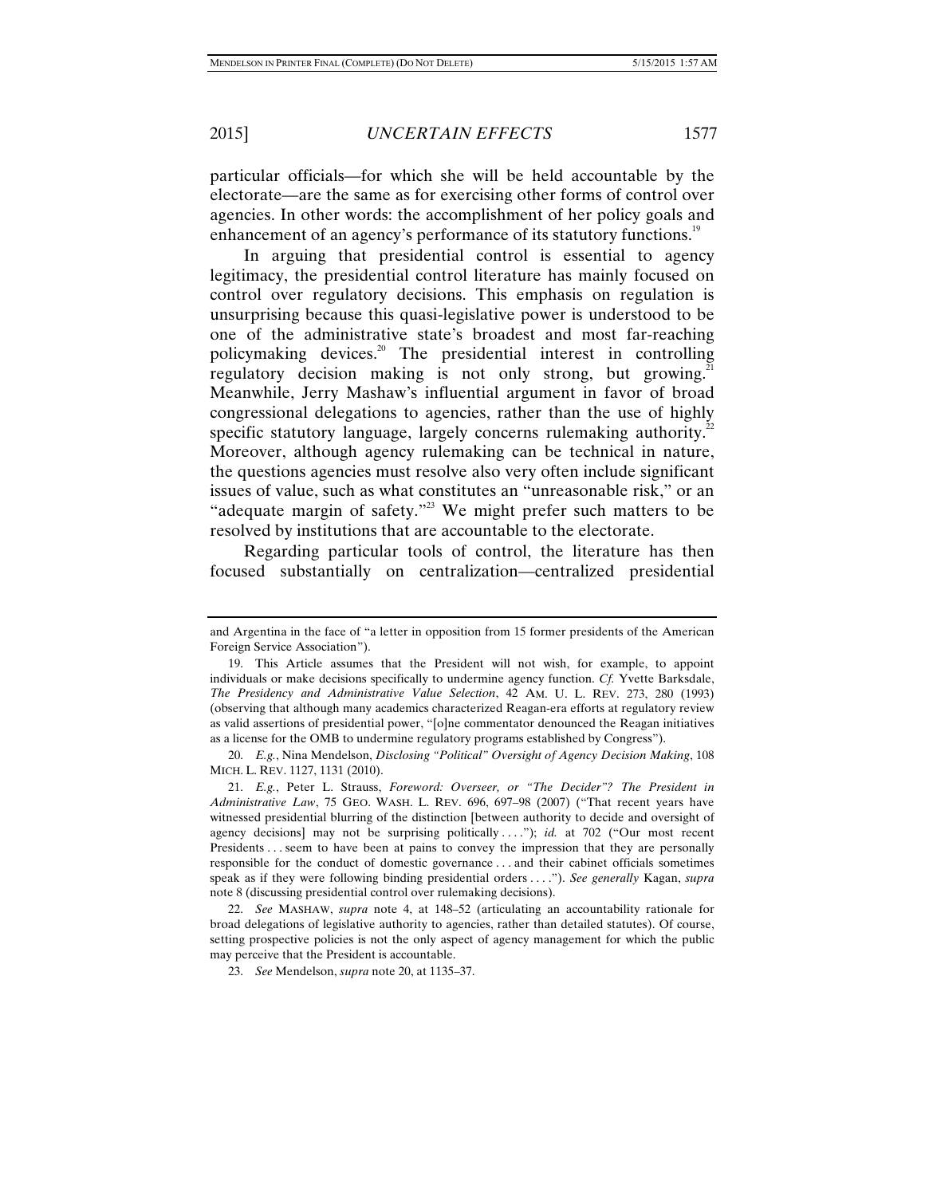particular officials—for which she will be held accountable by the electorate—are the same as for exercising other forms of control over agencies. In other words: the accomplishment of her policy goals and enhancement of an agency's performance of its statutory functions.[19]

In arguing that presidential control is essential to agency legitimacy, the presidential control literature has mainly focused on control over regulatory decisions. This emphasis on regulation is unsurprising because this quasi-legislative power is understood to be one of the administrative state's broadest and most far-reaching policymaking devices.[20] The presidential interest in controlling regulatory decision making is not only strong, but growing.[21] Meanwhile, Jerry Mashaw's influential argument in favor of broad congressional delegations to agencies, rather than the use of highly specific statutory language, largely concerns rulemaking authority.[22] Moreover, although agency rulemaking can be technical in nature, the questions agencies must resolve also very often include significant issues of value, such as what constitutes an "unreasonable risk," or an "adequate margin of safety."[23] We might prefer such matters to be resolved by institutions that are accountable to the electorate.

Regarding particular tools of control, the literature has then focused substantially on centralization—centralized presidential

---

and Argentina in the face of "a letter in opposition from 15 former presidents of the American Foreign Service Association").

19. This Article assumes that the President will not wish, for example, to appoint individuals or make decisions specifically to undermine agency function. *Cf.* Yvette Barksdale, *The Presidency and Administrative Value Selection*, 42 AM. U. L. REV. 273, 280 (1993) (observing that although many academics characterized Reagan-era efforts at regulatory review as valid assertions of presidential power, "[o]ne commentator denounced the Reagan initiatives as a license for the OMB to undermine regulatory programs established by Congress").

20. *E.g.*, Nina Mendelson, *Disclosing "Political" Oversight of Agency Decision Making*, 108 MICH. L. REV. 1127, 1131 (2010).

21. *E.g.*, Peter L. Strauss, *Foreword: Overseer, or "The Decider"? The President in Administrative Law*, 75 GEO. WASH. L. REV. 696, 697–98 (2007) ("That recent years have witnessed presidential blurring of the distinction [between authority to decide and oversight of agency decisions] may not be surprising politically . . . ."); *id.* at 702 ("Our most recent Presidents . . . seem to have been at pains to convey the impression that they are personally responsible for the conduct of domestic governance . . . and their cabinet officials sometimes speak as if they were following binding presidential orders . . . ."). *See generally* Kagan, *supra* note 8 (discussing presidential control over rulemaking decisions).

22. *See* MASHAW, *supra* note 4, at 148–52 (articulating an accountability rationale for broad delegations of legislative authority to agencies, rather than detailed statutes). Of course, setting prospective policies is not the only aspect of agency management for which the public may perceive that the President is accountable.

23. *See* Mendelson, *supra* note 20, at 1135–37.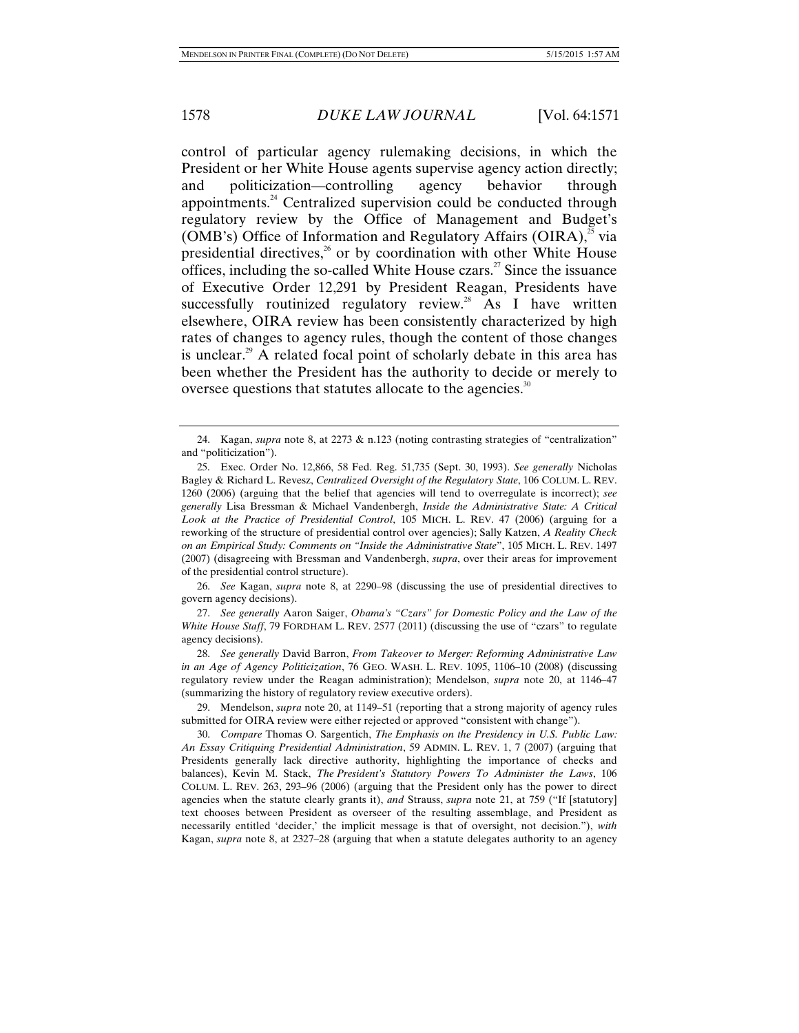control of particular agency rulemaking decisions, in which the President or her White House agents supervise agency action directly; and politicization—controlling agency behavior through appointments.[24] Centralized supervision could be conducted through regulatory review by the Office of Management and Budget's (OMB's) Office of Information and Regulatory Affairs (OIRA),[25] via presidential directives,[26] or by coordination with other White House offices, including the so-called White House czars.[27] Since the issuance of Executive Order 12,291 by President Reagan, Presidents have successfully routinized regulatory review.[28] As I have written elsewhere, OIRA review has been consistently characterized by high rates of changes to agency rules, though the content of those changes is unclear.[29] A related focal point of scholarly debate in this area has been whether the President has the authority to decide or merely to oversee questions that statutes allocate to the agencies.[30]

---

24. Kagan, *supra* note 8, at 2273 & n.123 (noting contrasting strategies of "centralization" and "politicization").

25. Exec. Order No. 12,866, 58 Fed. Reg. 51,735 (Sept. 30, 1993). *See generally* Nicholas Bagley & Richard L. Revesz, *Centralized Oversight of the Regulatory State*, 106 COLUM. L. REV. 1260 (2006) (arguing that the belief that agencies will tend to overregulate is incorrect); *see generally* Lisa Bressman & Michael Vandenbergh, *Inside the Administrative State: A Critical Look at the Practice of Presidential Control*, 105 MICH. L. REV. 47 (2006) (arguing for a reworking of the structure of presidential control over agencies); Sally Katzen, *A Reality Check on an Empirical Study: Comments on "Inside the Administrative State"*, 105 MICH. L. REV. 1497 (2007) (disagreeing with Bressman and Vandenbergh, *supra*, over their areas for improvement of the presidential control structure).

26. *See* Kagan, *supra* note 8, at 2290–98 (discussing the use of presidential directives to govern agency decisions).

27. *See generally* Aaron Saiger, *Obama's "Czars" for Domestic Policy and the Law of the White House Staff*, 79 FORDHAM L. REV. 2577 (2011) (discussing the use of "czars" to regulate agency decisions).

28. *See generally* David Barron, *From Takeover to Merger: Reforming Administrative Law in an Age of Agency Politicization*, 76 GEO. WASH. L. REV. 1095, 1106–10 (2008) (discussing regulatory review under the Reagan administration); Mendelson, *supra* note 20, at 1146–47 (summarizing the history of regulatory review executive orders).

29. Mendelson, *supra* note 20, at 1149–51 (reporting that a strong majority of agency rules submitted for OIRA review were either rejected or approved "consistent with change").

30. *Compare* Thomas O. Sargentich, *The Emphasis on the Presidency in U.S. Public Law: An Essay Critiquing Presidential Administration*, 59 ADMIN. L. REV. 1, 7 (2007) (arguing that Presidents generally lack directive authority, highlighting the importance of checks and balances), Kevin M. Stack, *The President's Statutory Powers To Administer the Laws*, 106 COLUM. L. REV. 263, 293–96 (2006) (arguing that the President only has the power to direct agencies when the statute clearly grants it), *and* Strauss, *supra* note 21, at 759 ("If [statutory] text chooses between President as overseer of the resulting assemblage, and President as necessarily entitled 'decider,' the implicit message is that of oversight, not decision."), *with* Kagan, *supra* note 8, at 2327–28 (arguing that when a statute delegates authority to an agency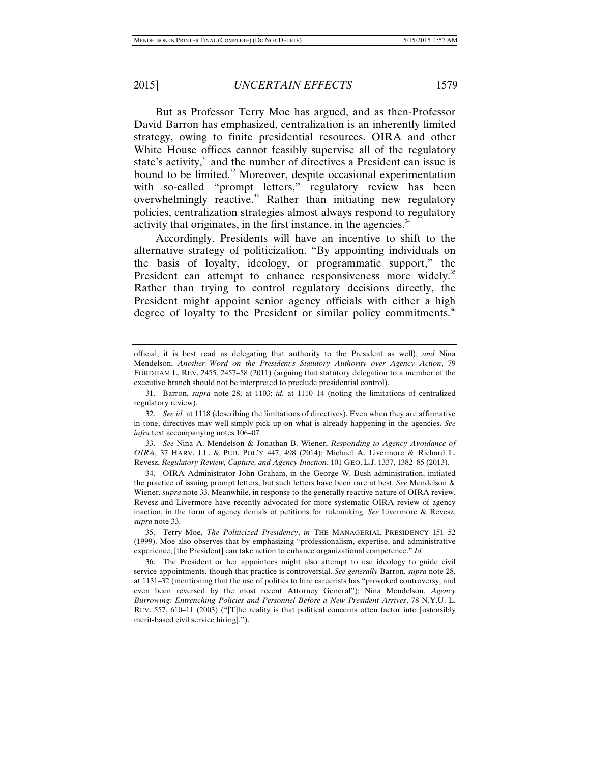But as Professor Terry Moe has argued, and as then-Professor David Barron has emphasized, centralization is an inherently limited strategy, owing to finite presidential resources. OIRA and other White House offices cannot feasibly supervise all of the regulatory state's activity,[31] and the number of directives a President can issue is bound to be limited.[32] Moreover, despite occasional experimentation with so-called "prompt letters," regulatory review has been overwhelmingly reactive.[33] Rather than initiating new regulatory policies, centralization strategies almost always respond to regulatory activity that originates, in the first instance, in the agencies.[34]

Accordingly, Presidents will have an incentive to shift to the alternative strategy of politicization. "By appointing individuals on the basis of loyalty, ideology, or programmatic support," the President can attempt to enhance responsiveness more widely.[35] Rather than trying to control regulatory decisions directly, the President might appoint senior agency officials with either a high degree of loyalty to the President or similar policy commitments.[36]

---

official, it is best read as delegating that authority to the President as well), *and* Nina Mendelson, *Another Word on the President's Statutory Authority over Agency Action*, 79 FORDHAM L. REV. 2455, 2457–58 (2011) (arguing that statutory delegation to a member of the executive branch should not be interpreted to preclude presidential control).

31. Barron, *supra* note 28, at 1103; *id.* at 1110–14 (noting the limitations of centralized regulatory review).

32. *See id.* at 1118 (describing the limitations of directives). Even when they are affirmative in tone, directives may well simply pick up on what is already happening in the agencies. *See infra* text accompanying notes 106–07.

33. *See* Nina A. Mendelson & Jonathan B. Wiener, *Responding to Agency Avoidance of OIRA*, 37 HARV. J.L. & PUB. POL'Y 447, 498 (2014); Michael A. Livermore & Richard L. Revesz, *Regulatory Review, Capture, and Agency Inaction*, 101 GEO. L.J. 1337, 1382–85 (2013).

34. OIRA Administrator John Graham, in the George W. Bush administration, initiated the practice of issuing prompt letters, but such letters have been rare at best. *See* Mendelson & Wiener, *supra* note 33. Meanwhile, in response to the generally reactive nature of OIRA review, Revesz and Livermore have recently advocated for more systematic OIRA review of agency inaction, in the form of agency denials of petitions for rulemaking. *See* Livermore & Revesz, *supra* note 33.

35. Terry Moe, *The Politicized Presidency*, *in* THE MANAGERIAL PRESIDENCY 151–52 (1999). Moe also observes that by emphasizing "professionalism, expertise, and administrative experience, [the President] can take action to enhance organizational competence." *Id.*

36. The President or her appointees might also attempt to use ideology to guide civil service appointments, though that practice is controversial. *See generally* Barron, *supra* note 28, at 1131–32 (mentioning that the use of politics to hire careerists has "provoked controversy, and even been reversed by the most recent Attorney General"); Nina Mendelson, *Agency Burrowing: Entrenching Policies and Personnel Before a New President Arrives*, 78 N.Y.U. L. REV. 557, 610–11 (2003) ("[T]he reality is that political concerns often factor into [ostensibly merit-based civil service hiring].").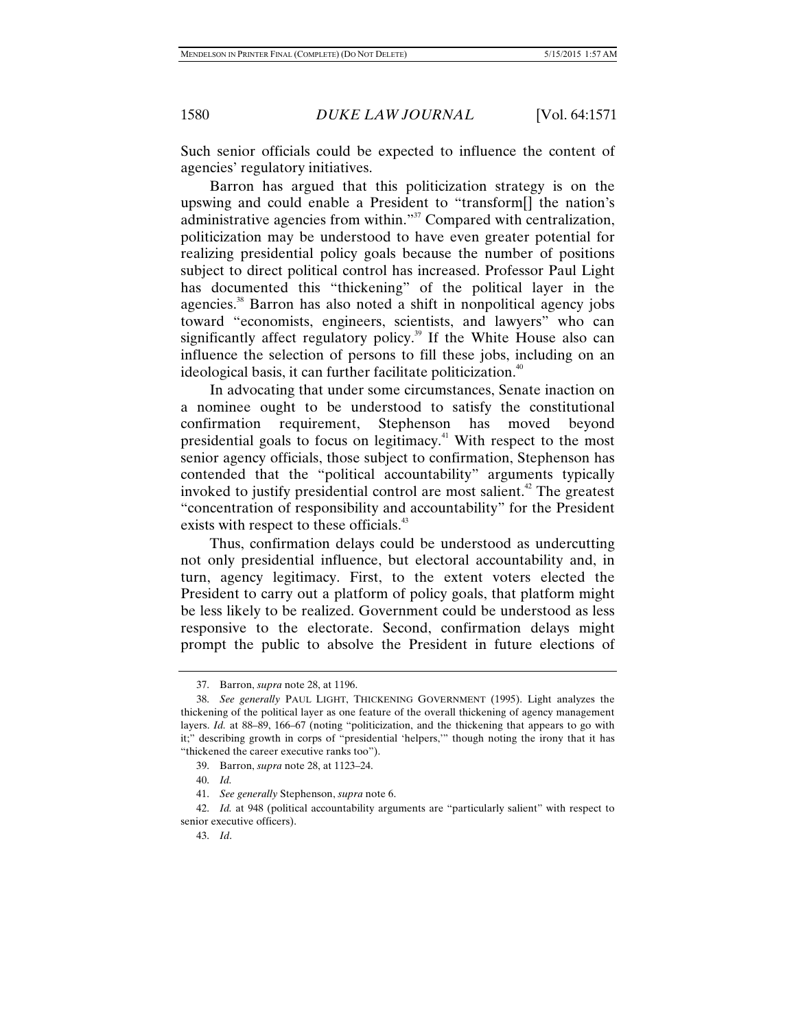Such senior officials could be expected to influence the content of agencies' regulatory initiatives.

Barron has argued that this politicization strategy is on the upswing and could enable a President to "transform[] the nation's administrative agencies from within."[37] Compared with centralization, politicization may be understood to have even greater potential for realizing presidential policy goals because the number of positions subject to direct political control has increased. Professor Paul Light has documented this "thickening" of the political layer in the agencies.[38] Barron has also noted a shift in nonpolitical agency jobs toward "economists, engineers, scientists, and lawyers" who can significantly affect regulatory policy.[39] If the White House also can influence the selection of persons to fill these jobs, including on an ideological basis, it can further facilitate politicization.[40]

In advocating that under some circumstances, Senate inaction on a nominee ought to be understood to satisfy the constitutional confirmation requirement, Stephenson has moved beyond presidential goals to focus on legitimacy.[41] With respect to the most senior agency officials, those subject to confirmation, Stephenson has contended that the "political accountability" arguments typically invoked to justify presidential control are most salient.[42] The greatest "concentration of responsibility and accountability" for the President exists with respect to these officials.[43]

Thus, confirmation delays could be understood as undercutting not only presidential influence, but electoral accountability and, in turn, agency legitimacy. First, to the extent voters elected the President to carry out a platform of policy goals, that platform might be less likely to be realized. Government could be understood as less responsive to the electorate. Second, confirmation delays might prompt the public to absolve the President in future elections of

---

37. Barron, *supra* note 28, at 1196.

38. *See generally* PAUL LIGHT, THICKENING GOVERNMENT (1995). Light analyzes the thickening of the political layer as one feature of the overall thickening of agency management layers. *Id.* at 88–89, 166–67 (noting "politicization, and the thickening that appears to go with it;" describing growth in corps of "presidential 'helpers,'" though noting the irony that it has "thickened the career executive ranks too").

39. Barron, *supra* note 28, at 1123–24.

40. *Id.*

41. *See generally* Stephenson, *supra* note 6.

42. *Id.* at 948 (political accountability arguments are "particularly salient" with respect to senior executive officers).

43. *Id*.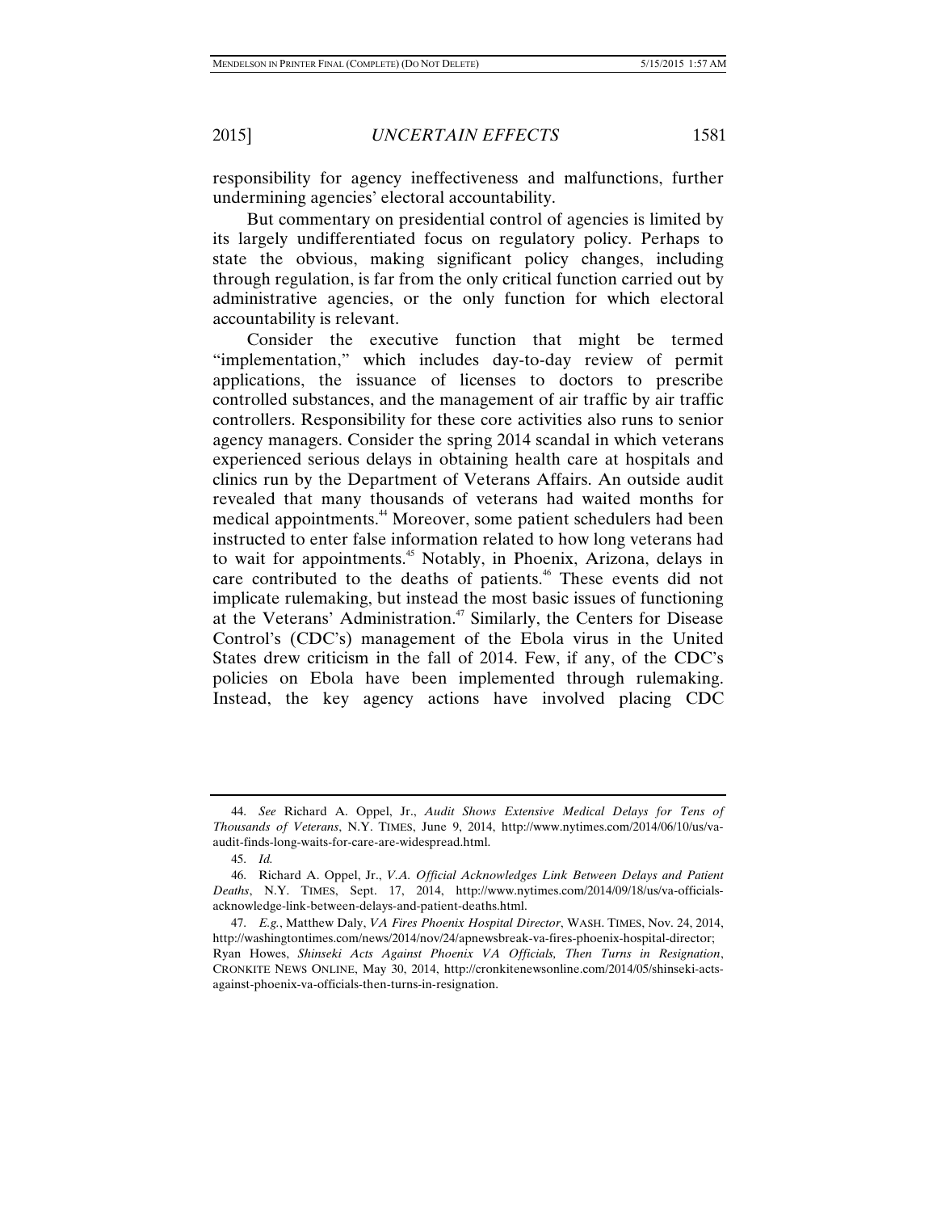responsibility for agency ineffectiveness and malfunctions, further undermining agencies' electoral accountability.

But commentary on presidential control of agencies is limited by its largely undifferentiated focus on regulatory policy. Perhaps to state the obvious, making significant policy changes, including through regulation, is far from the only critical function carried out by administrative agencies, or the only function for which electoral accountability is relevant.

Consider the executive function that might be termed "implementation," which includes day-to-day review of permit applications, the issuance of licenses to doctors to prescribe controlled substances, and the management of air traffic by air traffic controllers. Responsibility for these core activities also runs to senior agency managers. Consider the spring 2014 scandal in which veterans experienced serious delays in obtaining health care at hospitals and clinics run by the Department of Veterans Affairs. An outside audit revealed that many thousands of veterans had waited months for medical appointments.[44] Moreover, some patient schedulers had been instructed to enter false information related to how long veterans had to wait for appointments.[45] Notably, in Phoenix, Arizona, delays in care contributed to the deaths of patients.[46] These events did not implicate rulemaking, but instead the most basic issues of functioning at the Veterans' Administration.[47] Similarly, the Centers for Disease Control's (CDC's) management of the Ebola virus in the United States drew criticism in the fall of 2014. Few, if any, of the CDC's policies on Ebola have been implemented through rulemaking. Instead, the key agency actions have involved placing CDC

---

44. *See* Richard A. Oppel, Jr., *Audit Shows Extensive Medical Delays for Tens of Thousands of Veterans*, N.Y. TIMES, June 9, 2014, http://www.nytimes.com/2014/06/10/us/va-audit-finds-long-waits-for-care-are-widespread.html.

45. *Id.*

46. Richard A. Oppel, Jr., *V.A. Official Acknowledges Link Between Delays and Patient Deaths*, N.Y. TIMES, Sept. 17, 2014, http://www.nytimes.com/2014/09/18/us/va-officials-acknowledge-link-between-delays-and-patient-deaths.html.

47. *E.g.*, Matthew Daly, *VA Fires Phoenix Hospital Director*, WASH. TIMES, Nov. 24, 2014, http://washingtontimes.com/news/2014/nov/24/apnewsbreak-va-fires-phoenix-hospital-director; Ryan Howes, *Shinseki Acts Against Phoenix VA Officials, Then Turns in Resignation*, CRONKITE NEWS ONLINE, May 30, 2014, http://cronkitenewsonline.com/2014/05/shinseki-acts-against-phoenix-va-officials-then-turns-in-resignation.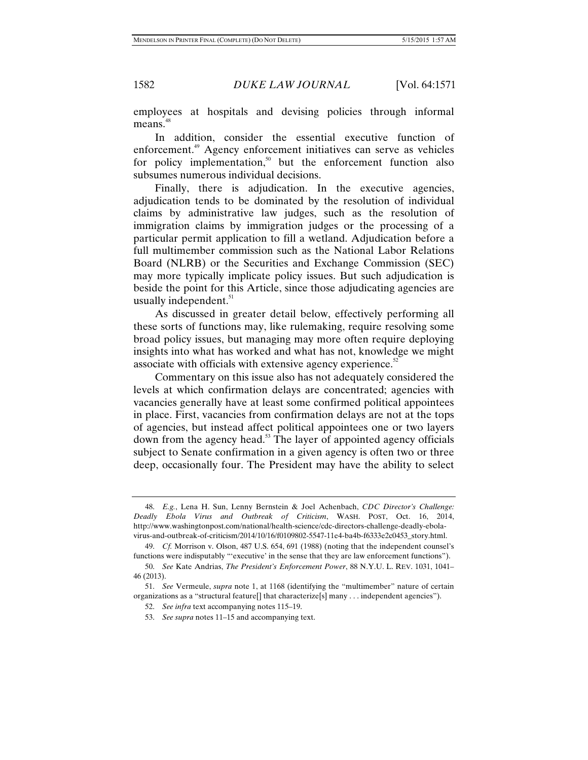employees at hospitals and devising policies through informal means.[48]

In addition, consider the essential executive function of enforcement.[49] Agency enforcement initiatives can serve as vehicles for policy implementation,[50] but the enforcement function also subsumes numerous individual decisions.

Finally, there is adjudication. In the executive agencies, adjudication tends to be dominated by the resolution of individual claims by administrative law judges, such as the resolution of immigration claims by immigration judges or the processing of a particular permit application to fill a wetland. Adjudication before a full multimember commission such as the National Labor Relations Board (NLRB) or the Securities and Exchange Commission (SEC) may more typically implicate policy issues. But such adjudication is beside the point for this Article, since those adjudicating agencies are usually independent.[51]

As discussed in greater detail below, effectively performing all these sorts of functions may, like rulemaking, require resolving some broad policy issues, but managing may more often require deploying insights into what has worked and what has not, knowledge we might associate with officials with extensive agency experience.[52]

Commentary on this issue also has not adequately considered the levels at which confirmation delays are concentrated; agencies with vacancies generally have at least some confirmed political appointees in place. First, vacancies from confirmation delays are not at the tops of agencies, but instead affect political appointees one or two layers down from the agency head.[53] The layer of appointed agency officials subject to Senate confirmation in a given agency is often two or three deep, occasionally four. The President may have the ability to select

---

48. *E.g.*, Lena H. Sun, Lenny Bernstein & Joel Achenbach, *CDC Director's Challenge: Deadly Ebola Virus and Outbreak of Criticism*, WASH. POST, Oct. 16, 2014, http://www.washingtonpost.com/national/health-science/cdc-directors-challenge-deadly-ebola-virus-and-outbreak-of-criticism/2014/10/16/f0109802-5547-11e4-ba4b-f6333e2c0453_story.html.

49. *Cf.* Morrison v. Olson, 487 U.S. 654, 691 (1988) (noting that the independent counsel's functions were indisputably "'executive' in the sense that they are law enforcement functions").

50. *See* Kate Andrias, *The President's Enforcement Power*, 88 N.Y.U. L. REV. 1031, 1041–46 (2013).

51. *See* Vermeule, *supra* note 1, at 1168 (identifying the "multimember" nature of certain organizations as a "structural feature[] that characterize[s] many . . . independent agencies").

52. *See infra* text accompanying notes 115–19.

53. *See supra* notes 11–15 and accompanying text.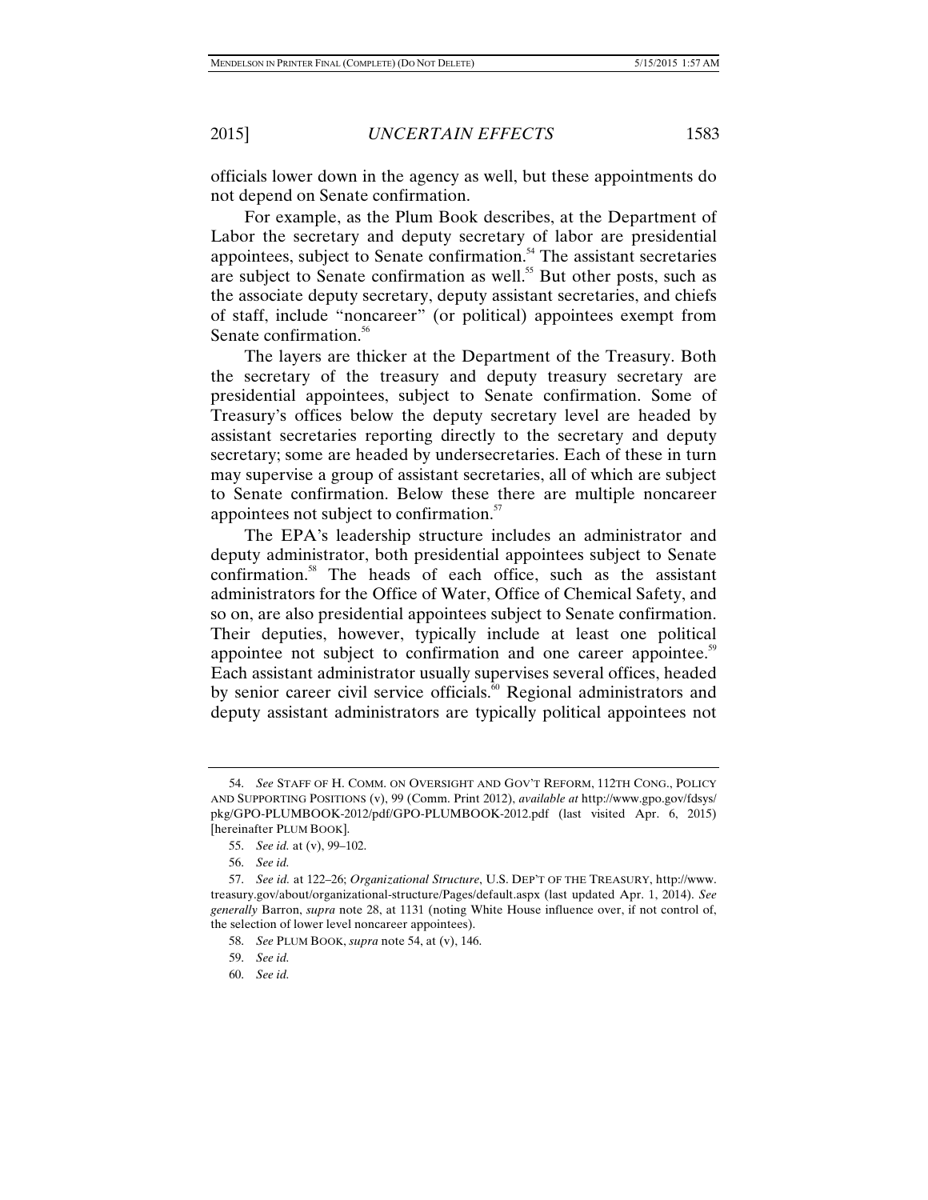officials lower down in the agency as well, but these appointments do not depend on Senate confirmation.

For example, as the Plum Book describes, at the Department of Labor the secretary and deputy secretary of labor are presidential appointees, subject to Senate confirmation.[54] The assistant secretaries are subject to Senate confirmation as well.[55] But other posts, such as the associate deputy secretary, deputy assistant secretaries, and chiefs of staff, include "noncareer" (or political) appointees exempt from Senate confirmation.[56]

The layers are thicker at the Department of the Treasury. Both the secretary of the treasury and deputy treasury secretary are presidential appointees, subject to Senate confirmation. Some of Treasury's offices below the deputy secretary level are headed by assistant secretaries reporting directly to the secretary and deputy secretary; some are headed by undersecretaries. Each of these in turn may supervise a group of assistant secretaries, all of which are subject to Senate confirmation. Below these there are multiple noncareer appointees not subject to confirmation.[57]

The EPA's leadership structure includes an administrator and deputy administrator, both presidential appointees subject to Senate confirmation.[58] The heads of each office, such as the assistant administrators for the Office of Water, Office of Chemical Safety, and so on, are also presidential appointees subject to Senate confirmation. Their deputies, however, typically include at least one political appointee not subject to confirmation and one career appointee.[59] Each assistant administrator usually supervises several offices, headed by senior career civil service officials.[60] Regional administrators and deputy assistant administrators are typically political appointees not

---

54. *See* STAFF OF H. COMM. ON OVERSIGHT AND GOV'T REFORM, 112TH CONG., POLICY AND SUPPORTING POSITIONS (v), 99 (Comm. Print 2012), *available at* http://www.gpo.gov/fdsys/pkg/GPO-PLUMBOOK-2012/pdf/GPO-PLUMBOOK-2012.pdf (last visited Apr. 6, 2015) [hereinafter PLUM BOOK].

55. *See id.* at (v), 99–102.

56. *See id.*

57. *See id.* at 122–26; *Organizational Structure*, U.S. DEP'T OF THE TREASURY, http://www.treasury.gov/about/organizational-structure/Pages/default.aspx (last updated Apr. 1, 2014). *See generally* Barron, *supra* note 28, at 1131 (noting White House influence over, if not control of, the selection of lower level noncareer appointees).

58. *See* PLUM BOOK, *supra* note 54, at (v), 146.

59. *See id.*

60. *See id.*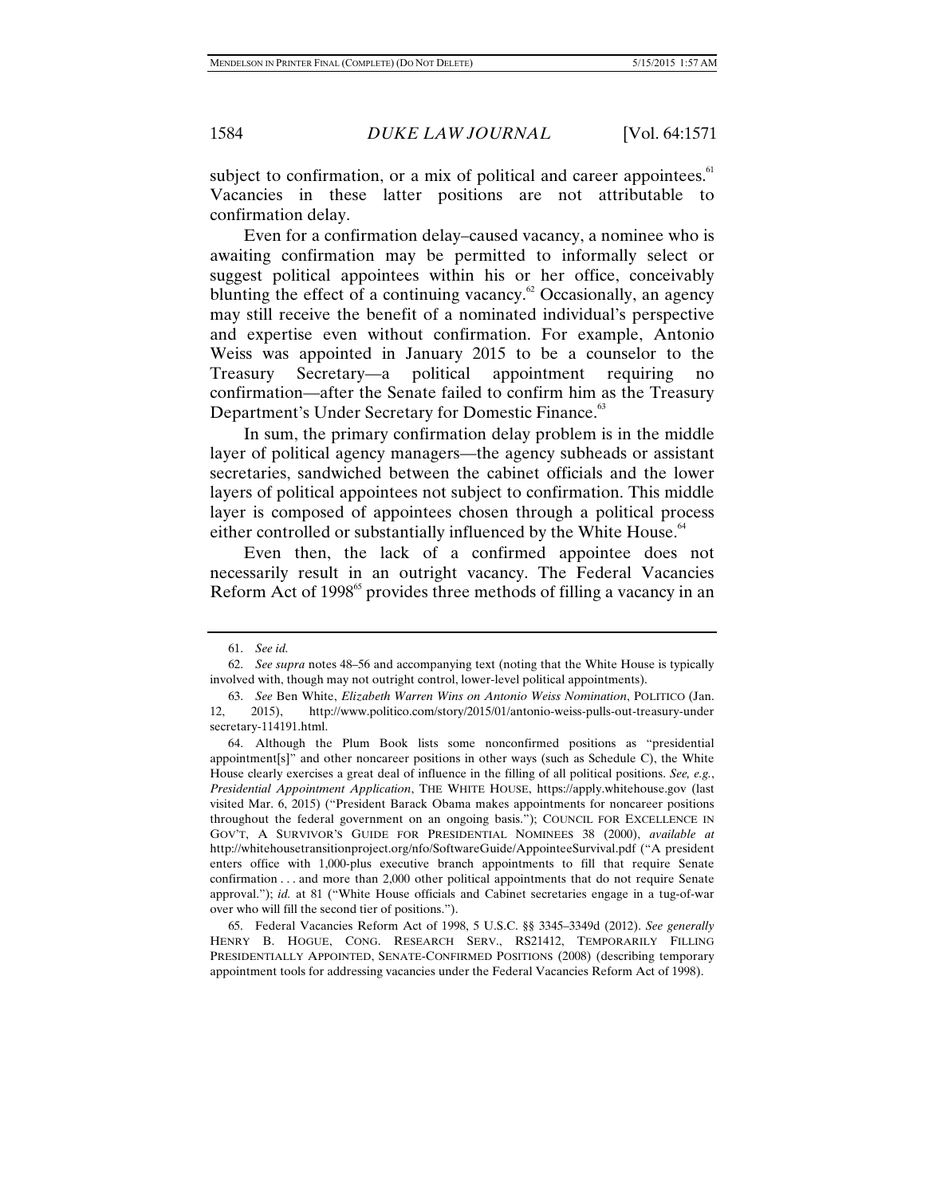subject to confirmation, or a mix of political and career appointees.[61] Vacancies in these latter positions are not attributable to confirmation delay.

Even for a confirmation delay–caused vacancy, a nominee who is awaiting confirmation may be permitted to informally select or suggest political appointees within his or her office, conceivably blunting the effect of a continuing vacancy.[62] Occasionally, an agency may still receive the benefit of a nominated individual's perspective and expertise even without confirmation. For example, Antonio Weiss was appointed in January 2015 to be a counselor to the Treasury Secretary—a political appointment requiring no confirmation—after the Senate failed to confirm him as the Treasury Department's Under Secretary for Domestic Finance.[63]

In sum, the primary confirmation delay problem is in the middle layer of political agency managers—the agency subheads or assistant secretaries, sandwiched between the cabinet officials and the lower layers of political appointees not subject to confirmation. This middle layer is composed of appointees chosen through a political process either controlled or substantially influenced by the White House.[64]

Even then, the lack of a confirmed appointee does not necessarily result in an outright vacancy. The Federal Vacancies Reform Act of 1998[65] provides three methods of filling a vacancy in an

---

61. *See id.*

62. *See supra* notes 48–56 and accompanying text (noting that the White House is typically involved with, though may not outright control, lower-level political appointments).

63. *See* Ben White, *Elizabeth Warren Wins on Antonio Weiss Nomination*, POLITICO (Jan. 12, 2015), http://www.politico.com/story/2015/01/antonio-weiss-pulls-out-treasury-under secretary-114191.html.

64. Although the Plum Book lists some nonconfirmed positions as "presidential appointment[s]" and other noncareer positions in other ways (such as Schedule C), the White House clearly exercises a great deal of influence in the filling of all political positions. *See, e.g.*, *Presidential Appointment Application*, THE WHITE HOUSE, https://apply.whitehouse.gov (last visited Mar. 6, 2015) ("President Barack Obama makes appointments for noncareer positions throughout the federal government on an ongoing basis."); COUNCIL FOR EXCELLENCE IN GOV'T, A SURVIVOR'S GUIDE FOR PRESIDENTIAL NOMINEES 38 (2000), *available at* http://whitehousetransitionproject.org/nfo/SoftwareGuide/AppointeeSurvival.pdf ("A president enters office with 1,000-plus executive branch appointments to fill that require Senate confirmation . . . and more than 2,000 other political appointments that do not require Senate approval."); *id.* at 81 ("White House officials and Cabinet secretaries engage in a tug-of-war over who will fill the second tier of positions.").

65. Federal Vacancies Reform Act of 1998, 5 U.S.C. §§ 3345–3349d (2012). *See generally* HENRY B. HOGUE, CONG. RESEARCH SERV., RS21412, TEMPORARILY FILLING PRESIDENTIALLY APPOINTED, SENATE-CONFIRMED POSITIONS (2008) (describing temporary appointment tools for addressing vacancies under the Federal Vacancies Reform Act of 1998).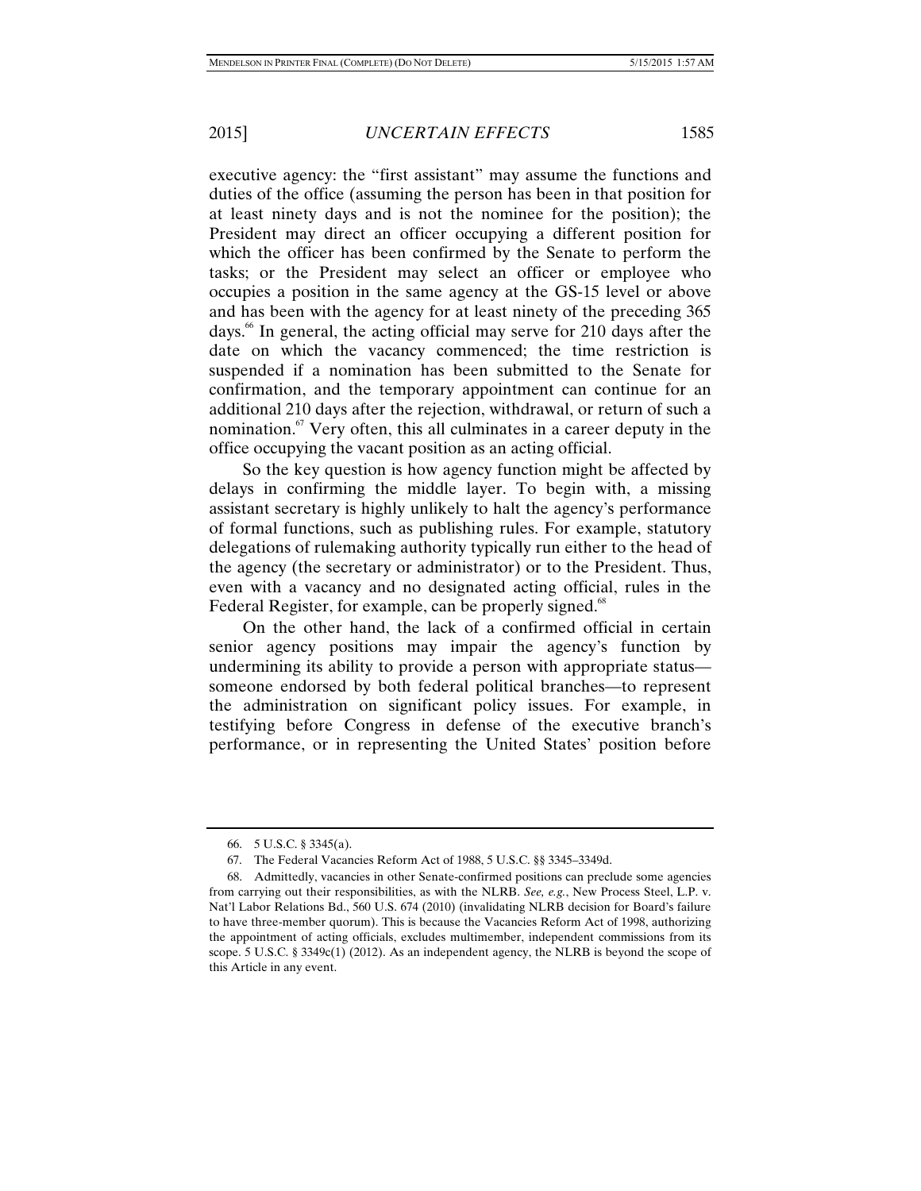executive agency: the "first assistant" may assume the functions and duties of the office (assuming the person has been in that position for at least ninety days and is not the nominee for the position); the President may direct an officer occupying a different position for which the officer has been confirmed by the Senate to perform the tasks; or the President may select an officer or employee who occupies a position in the same agency at the GS-15 level or above and has been with the agency for at least ninety of the preceding 365 days.[66] In general, the acting official may serve for 210 days after the date on which the vacancy commenced; the time restriction is suspended if a nomination has been submitted to the Senate for confirmation, and the temporary appointment can continue for an additional 210 days after the rejection, withdrawal, or return of such a nomination.[67] Very often, this all culminates in a career deputy in the office occupying the vacant position as an acting official.

So the key question is how agency function might be affected by delays in confirming the middle layer. To begin with, a missing assistant secretary is highly unlikely to halt the agency's performance of formal functions, such as publishing rules. For example, statutory delegations of rulemaking authority typically run either to the head of the agency (the secretary or administrator) or to the President. Thus, even with a vacancy and no designated acting official, rules in the Federal Register, for example, can be properly signed.[68]

On the other hand, the lack of a confirmed official in certain senior agency positions may impair the agency's function by undermining its ability to provide a person with appropriate status—someone endorsed by both federal political branches—to represent the administration on significant policy issues. For example, in testifying before Congress in defense of the executive branch's performance, or in representing the United States' position before

---

66. 5 U.S.C. § 3345(a).

67. The Federal Vacancies Reform Act of 1988, 5 U.S.C. §§ 3345–3349d.

68. Admittedly, vacancies in other Senate-confirmed positions can preclude some agencies from carrying out their responsibilities, as with the NLRB. *See, e.g.*, New Process Steel, L.P. v. Nat'l Labor Relations Bd., 560 U.S. 674 (2010) (invalidating NLRB decision for Board's failure to have three-member quorum). This is because the Vacancies Reform Act of 1998, authorizing the appointment of acting officials, excludes multimember, independent commissions from its scope. 5 U.S.C. § 3349c(1) (2012). As an independent agency, the NLRB is beyond the scope of this Article in any event.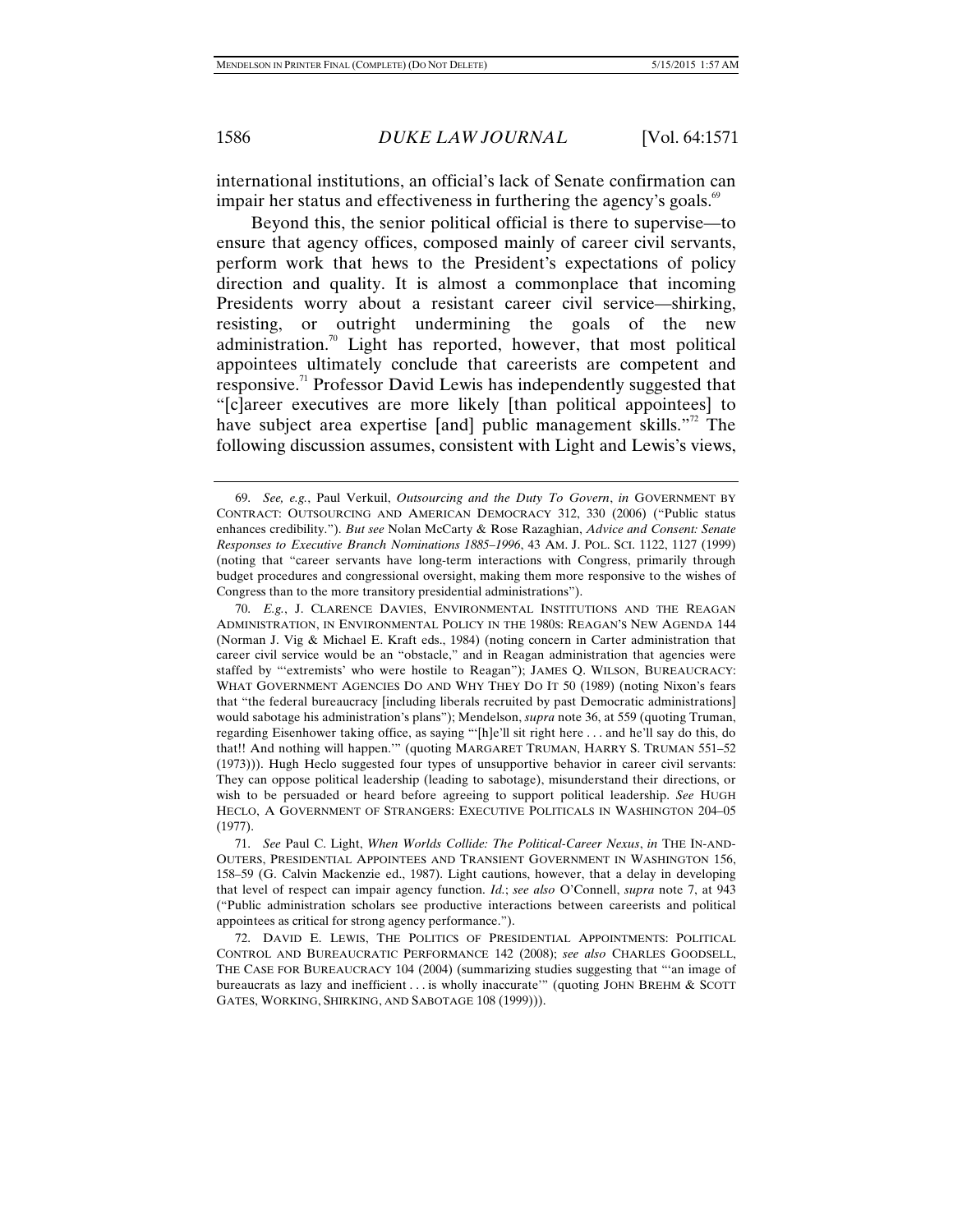international institutions, an official's lack of Senate confirmation can impair her status and effectiveness in furthering the agency's goals.[69]

Beyond this, the senior political official is there to supervise—to ensure that agency offices, composed mainly of career civil servants, perform work that hews to the President's expectations of policy direction and quality. It is almost a commonplace that incoming Presidents worry about a resistant career civil service—shirking, resisting, or outright undermining the goals of the new administration.[70] Light has reported, however, that most political appointees ultimately conclude that careerists are competent and responsive.[71] Professor David Lewis has independently suggested that "[c]areer executives are more likely [than political appointees] to have subject area expertise [and] public management skills."[72] The following discussion assumes, consistent with Light and Lewis's views,

---

69. *See, e.g.*, Paul Verkuil, *Outsourcing and the Duty To Govern*, *in* GOVERNMENT BY CONTRACT: OUTSOURCING AND AMERICAN DEMOCRACY 312, 330 (2006) ("Public status enhances credibility."). *But see* Nolan McCarty & Rose Razaghian, *Advice and Consent: Senate Responses to Executive Branch Nominations 1885–1996*, 43 AM. J. POL. SCI. 1122, 1127 (1999) (noting that "career servants have long-term interactions with Congress, primarily through budget procedures and congressional oversight, making them more responsive to the wishes of Congress than to the more transitory presidential administrations").

70. *E.g.*, J. CLARENCE DAVIES, ENVIRONMENTAL INSTITUTIONS AND THE REAGAN ADMINISTRATION, IN ENVIRONMENTAL POLICY IN THE 1980S: REAGAN'S NEW AGENDA 144 (Norman J. Vig & Michael E. Kraft eds., 1984) (noting concern in Carter administration that career civil service would be an "obstacle," and in Reagan administration that agencies were staffed by "'extremists' who were hostile to Reagan"); JAMES Q. WILSON, BUREAUCRACY: WHAT GOVERNMENT AGENCIES DO AND WHY THEY DO IT 50 (1989) (noting Nixon's fears that "the federal bureaucracy [including liberals recruited by past Democratic administrations] would sabotage his administration's plans"); Mendelson, *supra* note 36, at 559 (quoting Truman, regarding Eisenhower taking office, as saying "'[h]e'll sit right here . . . and he'll say do this, do that!! And nothing will happen.'" (quoting MARGARET TRUMAN, HARRY S. TRUMAN 551–52 (1973))). Hugh Heclo suggested four types of unsupportive behavior in career civil servants: They can oppose political leadership (leading to sabotage), misunderstand their directions, or wish to be persuaded or heard before agreeing to support political leadership. *See* HUGH HECLO, A GOVERNMENT OF STRANGERS: EXECUTIVE POLITICALS IN WASHINGTON 204–05 (1977).

71. *See* Paul C. Light, *When Worlds Collide: The Political-Career Nexus*, *in* THE IN-AND-OUTERS, PRESIDENTIAL APPOINTEES AND TRANSIENT GOVERNMENT IN WASHINGTON 156, 158–59 (G. Calvin Mackenzie ed., 1987). Light cautions, however, that a delay in developing that level of respect can impair agency function. *Id.*; *see also* O'Connell, *supra* note 7, at 943 ("Public administration scholars see productive interactions between careerists and political appointees as critical for strong agency performance.").

72. DAVID E. LEWIS, THE POLITICS OF PRESIDENTIAL APPOINTMENTS: POLITICAL CONTROL AND BUREAUCRATIC PERFORMANCE 142 (2008); *see also* CHARLES GOODSELL, THE CASE FOR BUREAUCRACY 104 (2004) (summarizing studies suggesting that "'an image of bureaucrats as lazy and inefficient . . . is wholly inaccurate'" (quoting JOHN BREHM & SCOTT GATES, WORKING, SHIRKING, AND SABOTAGE 108 (1999))).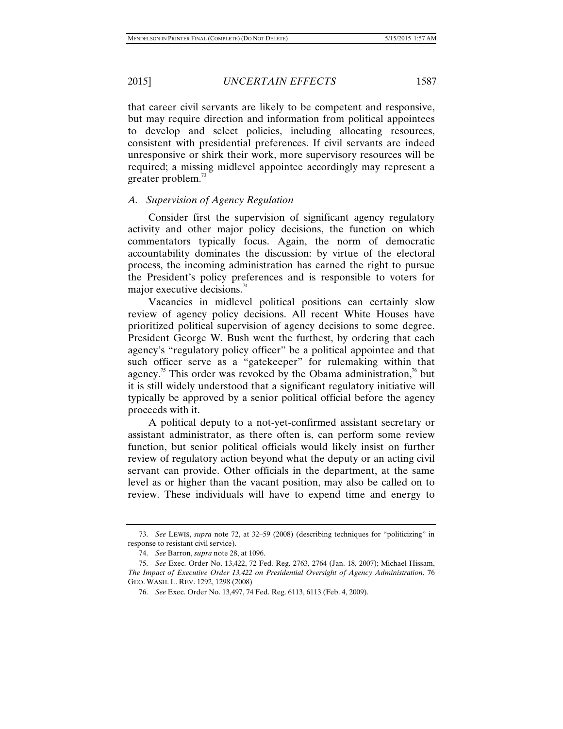that career civil servants are likely to be competent and responsive, but may require direction and information from political appointees to develop and select policies, including allocating resources, consistent with presidential preferences. If civil servants are indeed unresponsive or shirk their work, more supervisory resources will be required; a missing midlevel appointee accordingly may represent a greater problem.[73]

### *A. Supervision of Agency Regulation*

Consider first the supervision of significant agency regulatory activity and other major policy decisions, the function on which commentators typically focus. Again, the norm of democratic accountability dominates the discussion: by virtue of the electoral process, the incoming administration has earned the right to pursue the President's policy preferences and is responsible to voters for major executive decisions.[74]

Vacancies in midlevel political positions can certainly slow review of agency policy decisions. All recent White Houses have prioritized political supervision of agency decisions to some degree. President George W. Bush went the furthest, by ordering that each agency's "regulatory policy officer" be a political appointee and that such officer serve as a "gatekeeper" for rulemaking within that agency.[75] This order was revoked by the Obama administration,[76] but it is still widely understood that a significant regulatory initiative will typically be approved by a senior political official before the agency proceeds with it.

A political deputy to a not-yet-confirmed assistant secretary or assistant administrator, as there often is, can perform some review function, but senior political officials would likely insist on further review of regulatory action beyond what the deputy or an acting civil servant can provide. Other officials in the department, at the same level as or higher than the vacant position, may also be called on to review. These individuals will have to expend time and energy to

---

73. *See* LEWIS, *supra* note 72, at 32–59 (2008) (describing techniques for "politicizing" in response to resistant civil service).

74. *See* Barron, *supra* note 28, at 1096.

75. *See* Exec. Order No. 13,422, 72 Fed. Reg. 2763, 2764 (Jan. 18, 2007); Michael Hissam, *The Impact of Executive Order 13,422 on Presidential Oversight of Agency Administration*, 76 GEO. WASH. L. REV. 1292, 1298 (2008)

76. *See* Exec. Order No. 13,497, 74 Fed. Reg. 6113, 6113 (Feb. 4, 2009).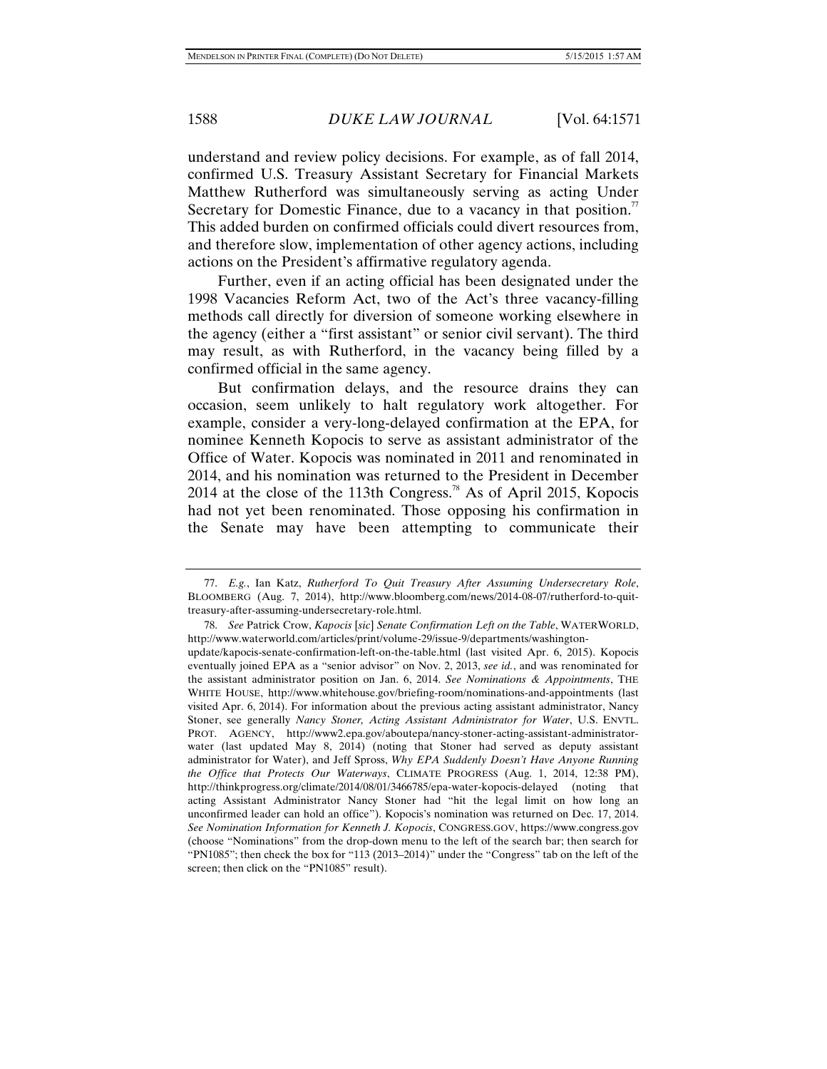understand and review policy decisions. For example, as of fall 2014, confirmed U.S. Treasury Assistant Secretary for Financial Markets Matthew Rutherford was simultaneously serving as acting Under Secretary for Domestic Finance, due to a vacancy in that position.[77] This added burden on confirmed officials could divert resources from, and therefore slow, implementation of other agency actions, including actions on the President's affirmative regulatory agenda.

Further, even if an acting official has been designated under the 1998 Vacancies Reform Act, two of the Act's three vacancy-filling methods call directly for diversion of someone working elsewhere in the agency (either a "first assistant" or senior civil servant). The third may result, as with Rutherford, in the vacancy being filled by a confirmed official in the same agency.

But confirmation delays, and the resource drains they can occasion, seem unlikely to halt regulatory work altogether. For example, consider a very-long-delayed confirmation at the EPA, for nominee Kenneth Kopocis to serve as assistant administrator of the Office of Water. Kopocis was nominated in 2011 and renominated in 2014, and his nomination was returned to the President in December 2014 at the close of the 113th Congress.[78] As of April 2015, Kopocis had not yet been renominated. Those opposing his confirmation in the Senate may have been attempting to communicate their

---

77. *E.g.*, Ian Katz, *Rutherford To Quit Treasury After Assuming Undersecretary Role*, BLOOMBERG (Aug. 7, 2014), http://www.bloomberg.com/news/2014-08-07/rutherford-to-quit-treasury-after-assuming-undersecretary-role.html.

78. *See* Patrick Crow, *Kapocis* [*sic*] *Senate Confirmation Left on the Table*, WATERWORLD, http://www.waterworld.com/articles/print/volume-29/issue-9/departments/washington-update/kapocis-senate-confirmation-left-on-the-table.html (last visited Apr. 6, 2015). Kopocis eventually joined EPA as a "senior advisor" on Nov. 2, 2013, *see id.*, and was renominated for the assistant administrator position on Jan. 6, 2014. *See Nominations & Appointments*, THE WHITE HOUSE, http://www.whitehouse.gov/briefing-room/nominations-and-appointments (last visited Apr. 6, 2014). For information about the previous acting assistant administrator, Nancy Stoner, see generally *Nancy Stoner, Acting Assistant Administrator for Water*, U.S. ENVTL. PROT. AGENCY, http://www2.epa.gov/aboutepa/nancy-stoner-acting-assistant-administrator-water (last updated May 8, 2014) (noting that Stoner had served as deputy assistant administrator for Water), and Jeff Spross, *Why EPA Suddenly Doesn't Have Anyone Running the Office that Protects Our Waterways*, CLIMATE PROGRESS (Aug. 1, 2014, 12:38 PM), http://thinkprogress.org/climate/2014/08/01/3466785/epa-water-kopocis-delayed (noting that acting Assistant Administrator Nancy Stoner had "hit the legal limit on how long an unconfirmed leader can hold an office"). Kopocis's nomination was returned on Dec. 17, 2014. *See Nomination Information for Kenneth J. Kopocis*, CONGRESS.GOV, https://www.congress.gov (choose "Nominations" from the drop-down menu to the left of the search bar; then search for "PN1085"; then check the box for "113 (2013–2014)" under the "Congress" tab on the left of the screen; then click on the "PN1085" result).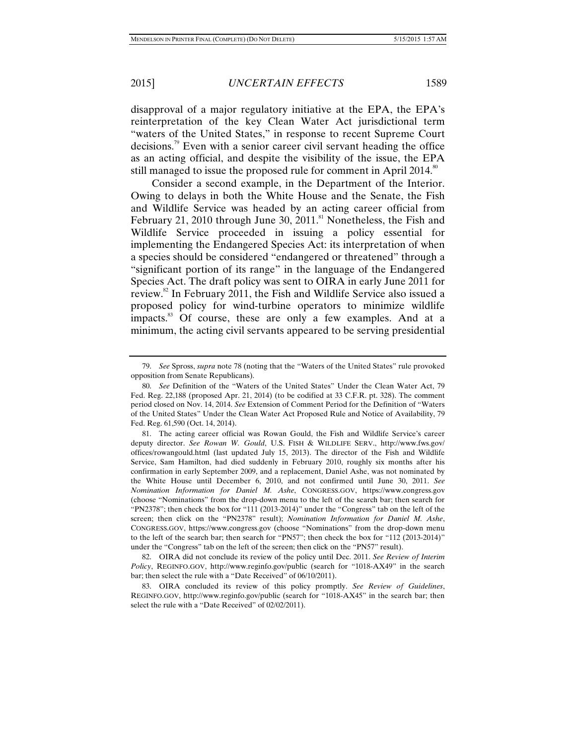disapproval of a major regulatory initiative at the EPA, the EPA's reinterpretation of the key Clean Water Act jurisdictional term "waters of the United States," in response to recent Supreme Court decisions.[79] Even with a senior career civil servant heading the office as an acting official, and despite the visibility of the issue, the EPA still managed to issue the proposed rule for comment in April 2014.[80]

Consider a second example, in the Department of the Interior. Owing to delays in both the White House and the Senate, the Fish and Wildlife Service was headed by an acting career official from February 21, 2010 through June 30, 2011.[81] Nonetheless, the Fish and Wildlife Service proceeded in issuing a policy essential for implementing the Endangered Species Act: its interpretation of when a species should be considered "endangered or threatened" through a "significant portion of its range" in the language of the Endangered Species Act. The draft policy was sent to OIRA in early June 2011 for review.[82] In February 2011, the Fish and Wildlife Service also issued a proposed policy for wind-turbine operators to minimize wildlife impacts.[83] Of course, these are only a few examples. And at a minimum, the acting civil servants appeared to be serving presidential

---

79. *See* Spross, *supra* note 78 (noting that the "Waters of the United States" rule provoked opposition from Senate Republicans).

80. *See* Definition of the "Waters of the United States" Under the Clean Water Act, 79 Fed. Reg. 22,188 (proposed Apr. 21, 2014) (to be codified at 33 C.F.R. pt. 328). The comment period closed on Nov. 14, 2014. *See* Extension of Comment Period for the Definition of "Waters of the United States" Under the Clean Water Act Proposed Rule and Notice of Availability, 79 Fed. Reg. 61,590 (Oct. 14, 2014).

81. The acting career official was Rowan Gould, the Fish and Wildlife Service's career deputy director. *See Rowan W. Gould*, U.S. FISH & WILDLIFE SERV., http://www.fws.gov/offices/rowangould.html (last updated July 15, 2013). The director of the Fish and Wildlife Service, Sam Hamilton, had died suddenly in February 2010, roughly six months after his confirmation in early September 2009, and a replacement, Daniel Ashe, was not nominated by the White House until December 6, 2010, and not confirmed until June 30, 2011. *See Nomination Information for Daniel M. Ashe*, CONGRESS.GOV, https://www.congress.gov (choose "Nominations" from the drop-down menu to the left of the search bar; then search for "PN2378"; then check the box for "111 (2013-2014)" under the "Congress" tab on the left of the screen; then click on the "PN2378" result); *Nomination Information for Daniel M. Ashe*, CONGRESS.GOV, https://www.congress.gov (choose "Nominations" from the drop-down menu to the left of the search bar; then search for "PN57"; then check the box for "112 (2013-2014)" under the "Congress" tab on the left of the screen; then click on the "PN57" result).

82. OIRA did not conclude its review of the policy until Dec. 2011. *See Review of Interim Policy*, REGINFO.GOV, http://www.reginfo.gov/public (search for "1018-AX49" in the search bar; then select the rule with a "Date Received" of 06/10/2011).

83. OIRA concluded its review of this policy promptly. *See Review of Guidelines*, REGINFO.GOV, http://www.reginfo.gov/public (search for "1018-AX45" in the search bar; then select the rule with a "Date Received" of 02/02/2011).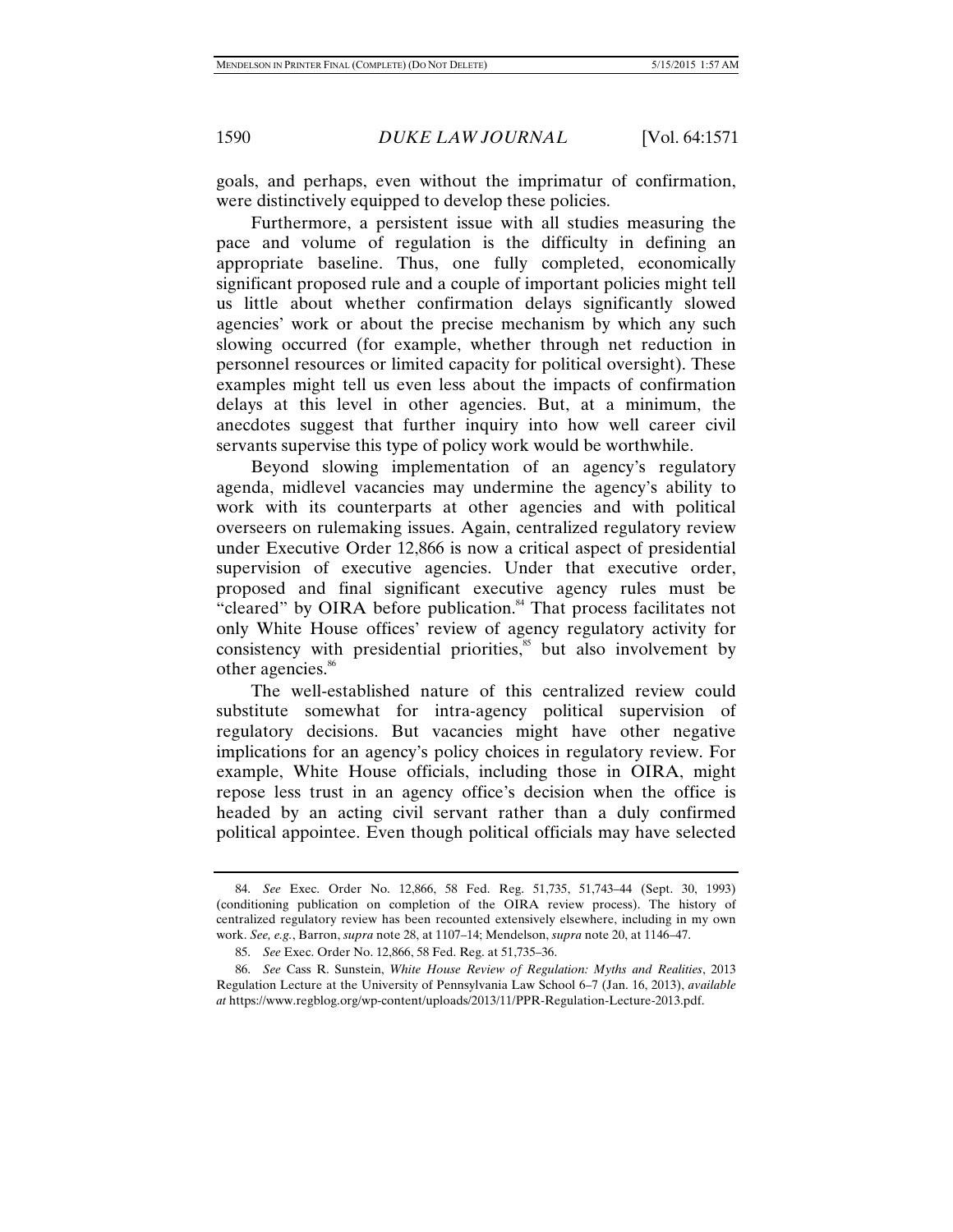goals, and perhaps, even without the imprimatur of confirmation, were distinctively equipped to develop these policies.

Furthermore, a persistent issue with all studies measuring the pace and volume of regulation is the difficulty in defining an appropriate baseline. Thus, one fully completed, economically significant proposed rule and a couple of important policies might tell us little about whether confirmation delays significantly slowed agencies' work or about the precise mechanism by which any such slowing occurred (for example, whether through net reduction in personnel resources or limited capacity for political oversight). These examples might tell us even less about the impacts of confirmation delays at this level in other agencies. But, at a minimum, the anecdotes suggest that further inquiry into how well career civil servants supervise this type of policy work would be worthwhile.

Beyond slowing implementation of an agency's regulatory agenda, midlevel vacancies may undermine the agency's ability to work with its counterparts at other agencies and with political overseers on rulemaking issues. Again, centralized regulatory review under Executive Order 12,866 is now a critical aspect of presidential supervision of executive agencies. Under that executive order, proposed and final significant executive agency rules must be "cleared" by OIRA before publication.[84] That process facilitates not only White House offices' review of agency regulatory activity for consistency with presidential priorities,[85] but also involvement by other agencies.[86]

The well-established nature of this centralized review could substitute somewhat for intra-agency political supervision of regulatory decisions. But vacancies might have other negative implications for an agency's policy choices in regulatory review. For example, White House officials, including those in OIRA, might repose less trust in an agency office's decision when the office is headed by an acting civil servant rather than a duly confirmed political appointee. Even though political officials may have selected

---

84. *See* Exec. Order No. 12,866, 58 Fed. Reg. 51,735, 51,743–44 (Sept. 30, 1993) (conditioning publication on completion of the OIRA review process). The history of centralized regulatory review has been recounted extensively elsewhere, including in my own work. *See, e.g.*, Barron, *supra* note 28, at 1107–14; Mendelson, *supra* note 20, at 1146–47.

85. *See* Exec. Order No. 12,866, 58 Fed. Reg. at 51,735–36.

86. *See* Cass R. Sunstein, *White House Review of Regulation: Myths and Realities*, 2013 Regulation Lecture at the University of Pennsylvania Law School 6–7 (Jan. 16, 2013), *available at* https://www.regblog.org/wp-content/uploads/2013/11/PPR-Regulation-Lecture-2013.pdf.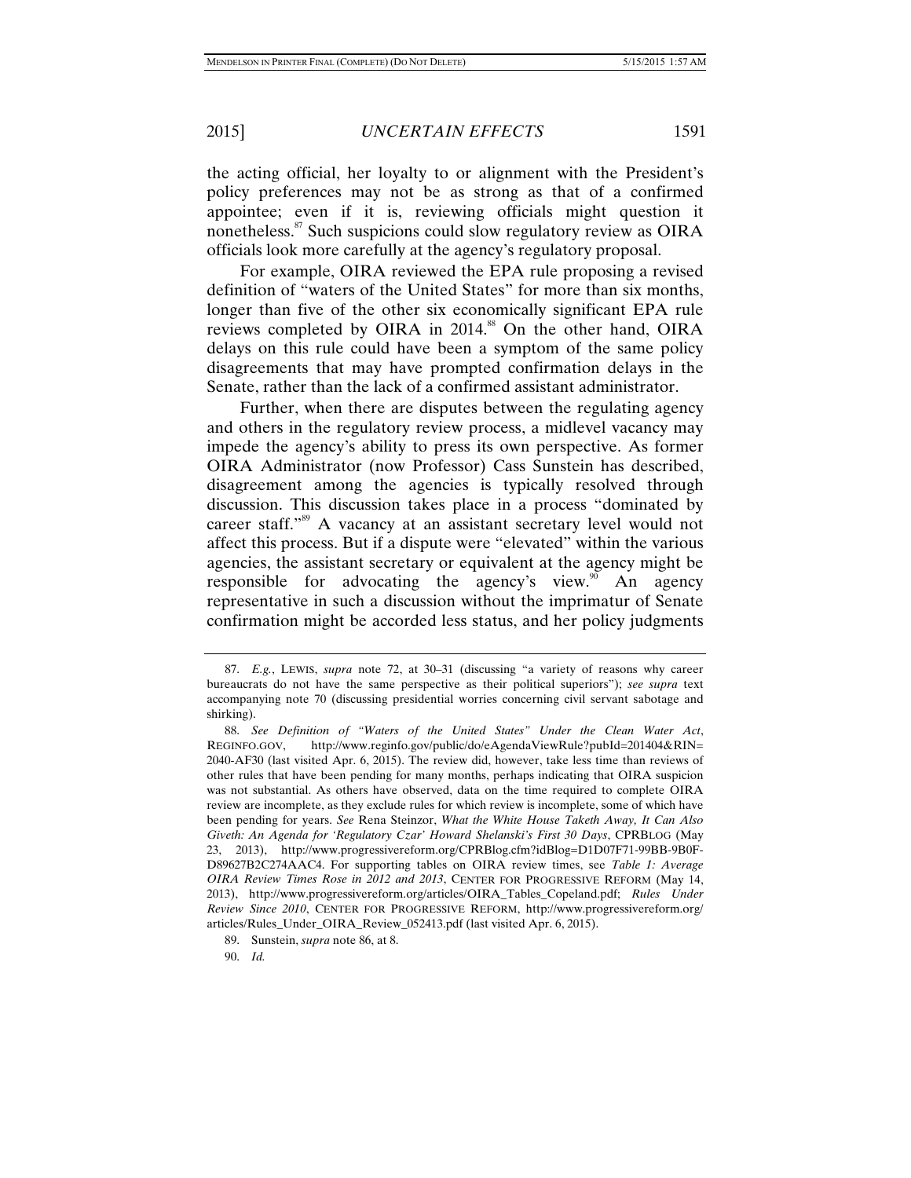the acting official, her loyalty to or alignment with the President's policy preferences may not be as strong as that of a confirmed appointee; even if it is, reviewing officials might question it nonetheless.[87] Such suspicions could slow regulatory review as OIRA officials look more carefully at the agency's regulatory proposal.

For example, OIRA reviewed the EPA rule proposing a revised definition of "waters of the United States" for more than six months, longer than five of the other six economically significant EPA rule reviews completed by OIRA in 2014.[88] On the other hand, OIRA delays on this rule could have been a symptom of the same policy disagreements that may have prompted confirmation delays in the Senate, rather than the lack of a confirmed assistant administrator.

Further, when there are disputes between the regulating agency and others in the regulatory review process, a midlevel vacancy may impede the agency's ability to press its own perspective. As former OIRA Administrator (now Professor) Cass Sunstein has described, disagreement among the agencies is typically resolved through discussion. This discussion takes place in a process "dominated by career staff."[89] A vacancy at an assistant secretary level would not affect this process. But if a dispute were "elevated" within the various agencies, the assistant secretary or equivalent at the agency might be responsible for advocating the agency's view.[90] An agency representative in such a discussion without the imprimatur of Senate confirmation might be accorded less status, and her policy judgments

---

87. *E.g.*, LEWIS, *supra* note 72, at 30–31 (discussing "a variety of reasons why career bureaucrats do not have the same perspective as their political superiors"); *see supra* text accompanying note 70 (discussing presidential worries concerning civil servant sabotage and shirking).

88. *See Definition of "Waters of the United States" Under the Clean Water Act*, REGINFO.GOV, http://www.reginfo.gov/public/do/eAgendaViewRule?pubId=201404&RIN=2040-AF30 (last visited Apr. 6, 2015). The review did, however, take less time than reviews of other rules that have been pending for many months, perhaps indicating that OIRA suspicion was not substantial. As others have observed, data on the time required to complete OIRA review are incomplete, as they exclude rules for which review is incomplete, some of which have been pending for years. *See* Rena Steinzor, *What the White House Taketh Away, It Can Also Giveth: An Agenda for 'Regulatory Czar' Howard Shelanski's First 30 Days*, CPRBLOG (May 23, 2013), http://www.progressivereform.org/CPRBlog.cfm?idBlog=D1D07F71-99BB-9B0F-D89627B2C274AAC4. For supporting tables on OIRA review times, see *Table 1: Average OIRA Review Times Rose in 2012 and 2013*, CENTER FOR PROGRESSIVE REFORM (May 14, 2013), http://www.progressivereform.org/articles/OIRA_Tables_Copeland.pdf; *Rules Under Review Since 2010*, CENTER FOR PROGRESSIVE REFORM, http://www.progressivereform.org/articles/Rules_Under_OIRA_Review_052413.pdf (last visited Apr. 6, 2015).

89. Sunstein, *supra* note 86, at 8.

90. *Id.*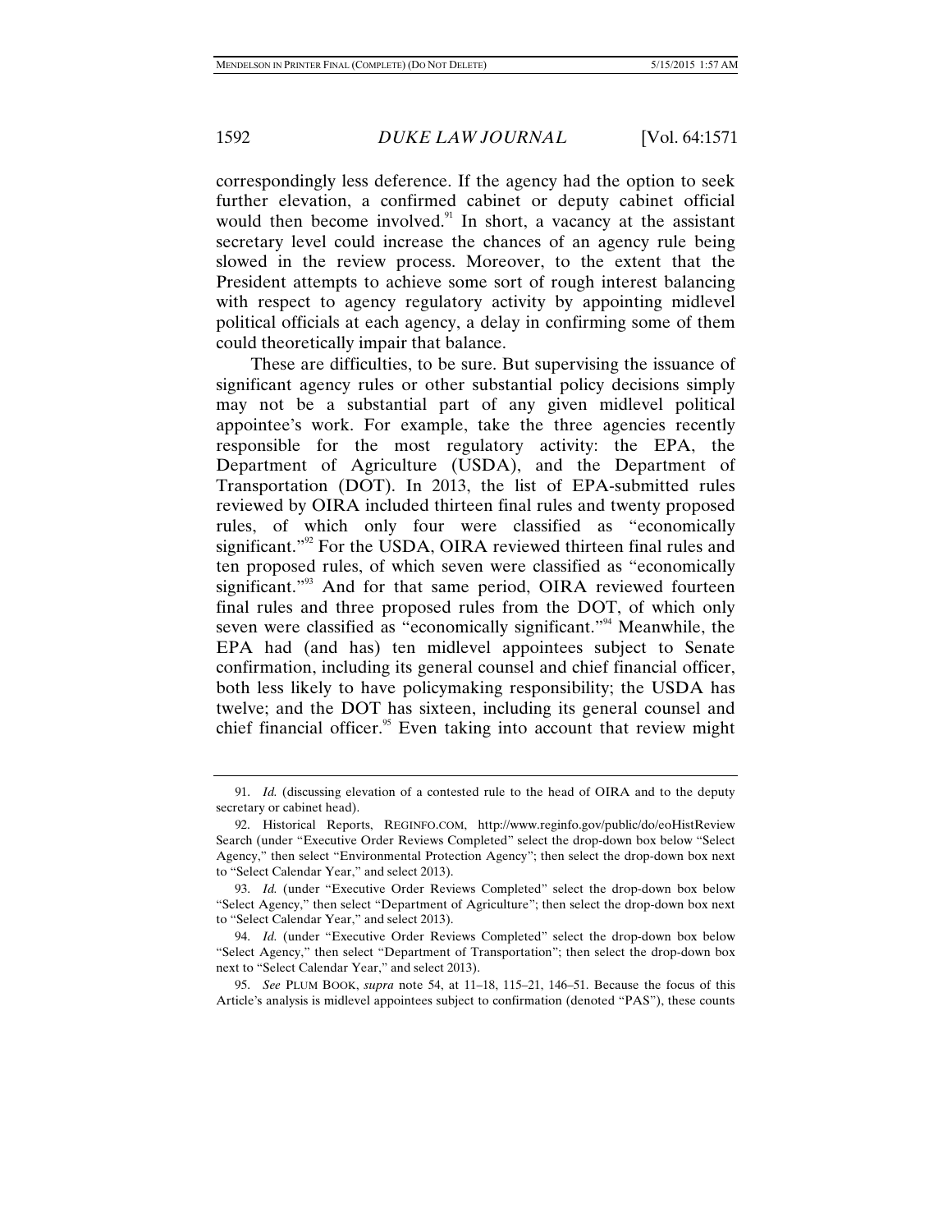correspondingly less deference. If the agency had the option to seek further elevation, a confirmed cabinet or deputy cabinet official would then become involved.[91] In short, a vacancy at the assistant secretary level could increase the chances of an agency rule being slowed in the review process. Moreover, to the extent that the President attempts to achieve some sort of rough interest balancing with respect to agency regulatory activity by appointing midlevel political officials at each agency, a delay in confirming some of them could theoretically impair that balance.

These are difficulties, to be sure. But supervising the issuance of significant agency rules or other substantial policy decisions simply may not be a substantial part of any given midlevel political appointee's work. For example, take the three agencies recently responsible for the most regulatory activity: the EPA, the Department of Agriculture (USDA), and the Department of Transportation (DOT). In 2013, the list of EPA-submitted rules reviewed by OIRA included thirteen final rules and twenty proposed rules, of which only four were classified as "economically significant."[92] For the USDA, OIRA reviewed thirteen final rules and ten proposed rules, of which seven were classified as "economically significant."[93] And for that same period, OIRA reviewed fourteen final rules and three proposed rules from the DOT, of which only seven were classified as "economically significant."[94] Meanwhile, the EPA had (and has) ten midlevel appointees subject to Senate confirmation, including its general counsel and chief financial officer, both less likely to have policymaking responsibility; the USDA has twelve; and the DOT has sixteen, including its general counsel and chief financial officer.[95] Even taking into account that review might

---

91. *Id.* (discussing elevation of a contested rule to the head of OIRA and to the deputy secretary or cabinet head).

92. Historical Reports, REGINFO.COM, http://www.reginfo.gov/public/do/eoHistReviewSearch (under "Executive Order Reviews Completed" select the drop-down box below "Select Agency," then select "Environmental Protection Agency"; then select the drop-down box next to "Select Calendar Year," and select 2013).

93. *Id.* (under "Executive Order Reviews Completed" select the drop-down box below "Select Agency," then select "Department of Agriculture"; then select the drop-down box next to "Select Calendar Year," and select 2013).

94. *Id.* (under "Executive Order Reviews Completed" select the drop-down box below "Select Agency," then select "Department of Transportation"; then select the drop-down box next to "Select Calendar Year," and select 2013).

95. *See* PLUM BOOK, *supra* note 54, at 11–18, 115–21, 146–51. Because the focus of this Article's analysis is midlevel appointees subject to confirmation (denoted "PAS"), these counts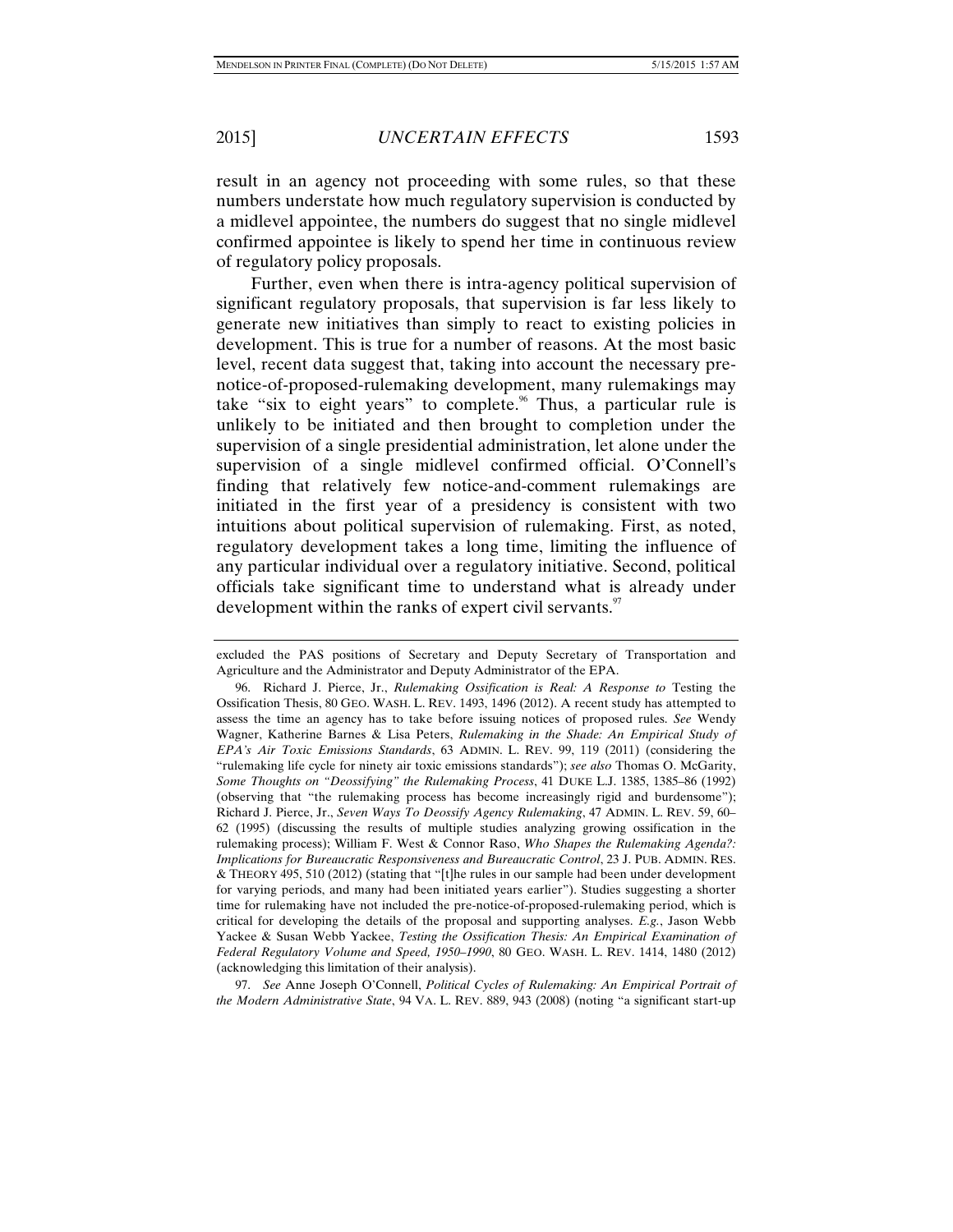result in an agency not proceeding with some rules, so that these numbers understate how much regulatory supervision is conducted by a midlevel appointee, the numbers do suggest that no single midlevel confirmed appointee is likely to spend her time in continuous review of regulatory policy proposals.

Further, even when there is intra-agency political supervision of significant regulatory proposals, that supervision is far less likely to generate new initiatives than simply to react to existing policies in development. This is true for a number of reasons. At the most basic level, recent data suggest that, taking into account the necessary pre-notice-of-proposed-rulemaking development, many rulemakings may take "six to eight years" to complete.[96] Thus, a particular rule is unlikely to be initiated and then brought to completion under the supervision of a single presidential administration, let alone under the supervision of a single midlevel confirmed official. O'Connell's finding that relatively few notice-and-comment rulemakings are initiated in the first year of a presidency is consistent with two intuitions about political supervision of rulemaking. First, as noted, regulatory development takes a long time, limiting the influence of any particular individual over a regulatory initiative. Second, political officials take significant time to understand what is already under development within the ranks of expert civil servants.[97]

---

excluded the PAS positions of Secretary and Deputy Secretary of Transportation and Agriculture and the Administrator and Deputy Administrator of the EPA.

96. Richard J. Pierce, Jr., *Rulemaking Ossification is Real: A Response to* Testing the Ossification Thesis, 80 GEO. WASH. L. REV. 1493, 1496 (2012). A recent study has attempted to assess the time an agency has to take before issuing notices of proposed rules. *See* Wendy Wagner, Katherine Barnes & Lisa Peters, *Rulemaking in the Shade: An Empirical Study of EPA's Air Toxic Emissions Standards*, 63 ADMIN. L. REV. 99, 119 (2011) (considering the "rulemaking life cycle for ninety air toxic emissions standards"); *see also* Thomas O. McGarity, *Some Thoughts on "Deossifying" the Rulemaking Process*, 41 DUKE L.J. 1385, 1385–86 (1992) (observing that "the rulemaking process has become increasingly rigid and burdensome"); Richard J. Pierce, Jr., *Seven Ways To Deossify Agency Rulemaking*, 47 ADMIN. L. REV. 59, 60–62 (1995) (discussing the results of multiple studies analyzing growing ossification in the rulemaking process); William F. West & Connor Raso, *Who Shapes the Rulemaking Agenda?: Implications for Bureaucratic Responsiveness and Bureaucratic Control*, 23 J. PUB. ADMIN. RES. & THEORY 495, 510 (2012) (stating that "[t]he rules in our sample had been under development for varying periods, and many had been initiated years earlier"). Studies suggesting a shorter time for rulemaking have not included the pre-notice-of-proposed-rulemaking period, which is critical for developing the details of the proposal and supporting analyses. *E.g.*, Jason Webb Yackee & Susan Webb Yackee, *Testing the Ossification Thesis: An Empirical Examination of Federal Regulatory Volume and Speed, 1950–1990*, 80 GEO. WASH. L. REV. 1414, 1480 (2012) (acknowledging this limitation of their analysis).

97. *See* Anne Joseph O'Connell, *Political Cycles of Rulemaking: An Empirical Portrait of the Modern Administrative State*, 94 VA. L. REV. 889, 943 (2008) (noting "a significant start-up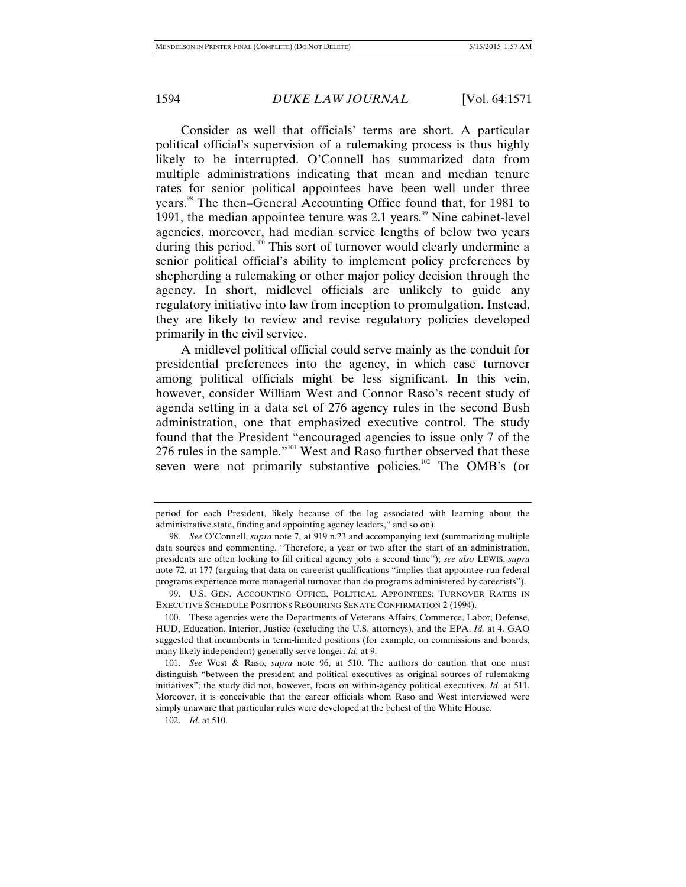Consider as well that officials' terms are short. A particular political official's supervision of a rulemaking process is thus highly likely to be interrupted. O'Connell has summarized data from multiple administrations indicating that mean and median tenure rates for senior political appointees have been well under three years.[98] The then–General Accounting Office found that, for 1981 to 1991, the median appointee tenure was 2.1 years.[99] Nine cabinet-level agencies, moreover, had median service lengths of below two years during this period.[100] This sort of turnover would clearly undermine a senior political official's ability to implement policy preferences by shepherding a rulemaking or other major policy decision through the agency. In short, midlevel officials are unlikely to guide any regulatory initiative into law from inception to promulgation. Instead, they are likely to review and revise regulatory policies developed primarily in the civil service.

A midlevel political official could serve mainly as the conduit for presidential preferences into the agency, in which case turnover among political officials might be less significant. In this vein, however, consider William West and Connor Raso's recent study of agenda setting in a data set of 276 agency rules in the second Bush administration, one that emphasized executive control. The study found that the President "encouraged agencies to issue only 7 of the 276 rules in the sample."[101] West and Raso further observed that these seven were not primarily substantive policies.[102] The OMB's (or

---

period for each President, likely because of the lag associated with learning about the administrative state, finding and appointing agency leaders," and so on).

98. *See* O'Connell, *supra* note 7, at 919 n.23 and accompanying text (summarizing multiple data sources and commenting, "Therefore, a year or two after the start of an administration, presidents are often looking to fill critical agency jobs a second time"); *see also* LEWIS, *supra* note 72, at 177 (arguing that data on careerist qualifications "implies that appointee-run federal programs experience more managerial turnover than do programs administered by careerists").

99. U.S. GEN. ACCOUNTING OFFICE, POLITICAL APPOINTEES: TURNOVER RATES IN EXECUTIVE SCHEDULE POSITIONS REQUIRING SENATE CONFIRMATION 2 (1994).

100. These agencies were the Departments of Veterans Affairs, Commerce, Labor, Defense, HUD, Education, Interior, Justice (excluding the U.S. attorneys), and the EPA. *Id.* at 4. GAO suggested that incumbents in term-limited positions (for example, on commissions and boards, many likely independent) generally serve longer. *Id.* at 9.

101. *See* West & Raso, *supra* note 96, at 510. The authors do caution that one must distinguish "between the president and political executives as original sources of rulemaking initiatives"; the study did not, however, focus on within-agency political executives. *Id.* at 511. Moreover, it is conceivable that the career officials whom Raso and West interviewed were simply unaware that particular rules were developed at the behest of the White House.

102. *Id.* at 510.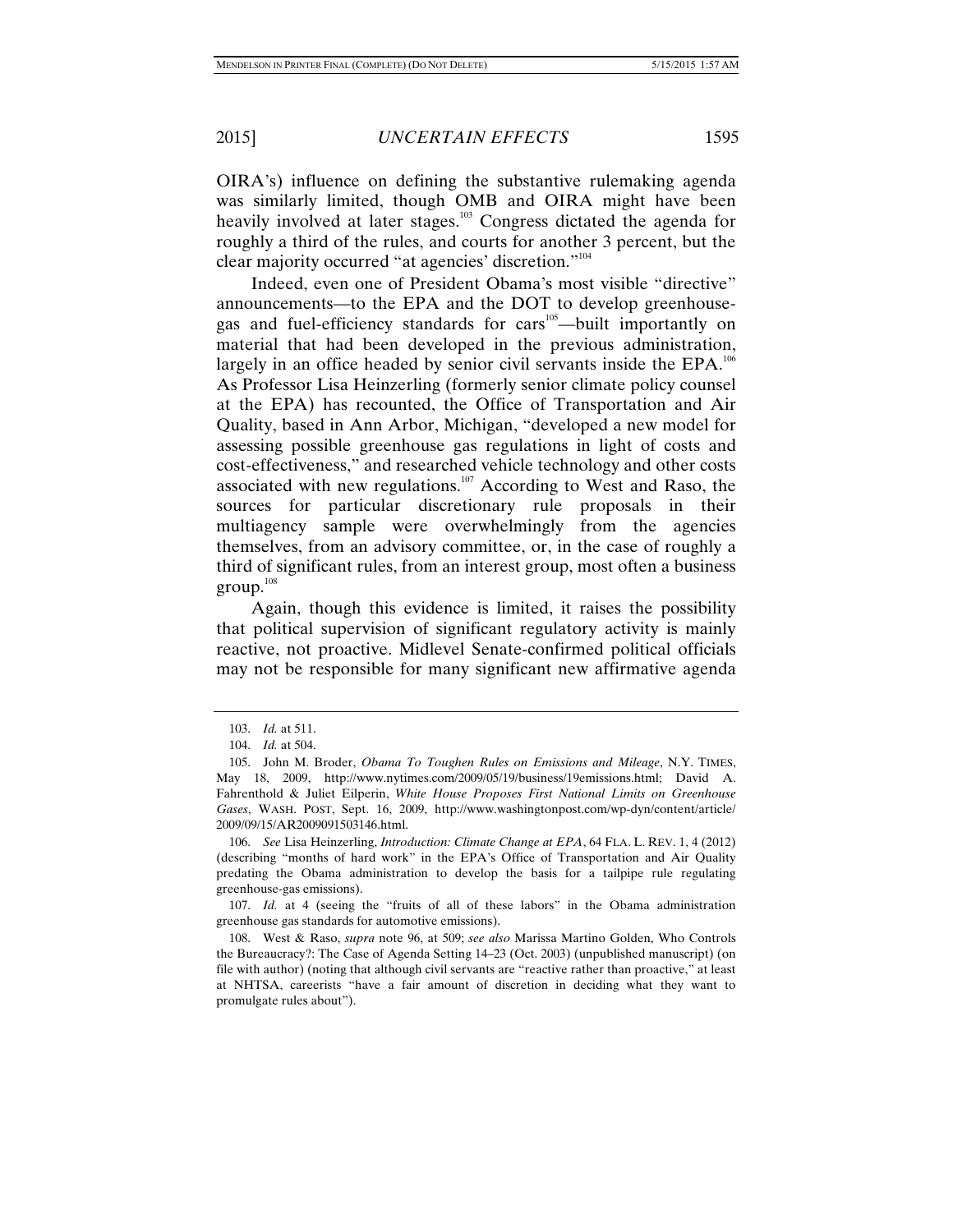OIRA's) influence on defining the substantive rulemaking agenda was similarly limited, though OMB and OIRA might have been heavily involved at later stages.[103] Congress dictated the agenda for roughly a third of the rules, and courts for another 3 percent, but the clear majority occurred "at agencies' discretion."[104]

Indeed, even one of President Obama's most visible "directive" announcements—to the EPA and the DOT to develop greenhouse-gas and fuel-efficiency standards for cars[105]—built importantly on material that had been developed in the previous administration, largely in an office headed by senior civil servants inside the EPA.[106] As Professor Lisa Heinzerling (formerly senior climate policy counsel at the EPA) has recounted, the Office of Transportation and Air Quality, based in Ann Arbor, Michigan, "developed a new model for assessing possible greenhouse gas regulations in light of costs and cost-effectiveness," and researched vehicle technology and other costs associated with new regulations.[107] According to West and Raso, the sources for particular discretionary rule proposals in their multiagency sample were overwhelmingly from the agencies themselves, from an advisory committee, or, in the case of roughly a third of significant rules, from an interest group, most often a business group.[108]

Again, though this evidence is limited, it raises the possibility that political supervision of significant regulatory activity is mainly reactive, not proactive. Midlevel Senate-confirmed political officials may not be responsible for many significant new affirmative agenda

---

103. *Id.* at 511.

104. *Id.* at 504.

105. John M. Broder, *Obama To Toughen Rules on Emissions and Mileage*, N.Y. TIMES, May 18, 2009, http://www.nytimes.com/2009/05/19/business/19emissions.html; David A. Fahrenthold & Juliet Eilperin, *White House Proposes First National Limits on Greenhouse Gases*, WASH. POST, Sept. 16, 2009, http://www.washingtonpost.com/wp-dyn/content/article/2009/09/15/AR2009091503146.html.

106. *See* Lisa Heinzerling, *Introduction: Climate Change at EPA*, 64 FLA. L. REV. 1, 4 (2012) (describing "months of hard work" in the EPA's Office of Transportation and Air Quality predating the Obama administration to develop the basis for a tailpipe rule regulating greenhouse-gas emissions).

107. *Id.* at 4 (seeing the "fruits of all of these labors" in the Obama administration greenhouse gas standards for automotive emissions).

108. West & Raso, *supra* note 96, at 509; *see also* Marissa Martino Golden, Who Controls the Bureaucracy?: The Case of Agenda Setting 14–23 (Oct. 2003) (unpublished manuscript) (on file with author) (noting that although civil servants are "reactive rather than proactive," at least at NHTSA, careerists "have a fair amount of discretion in deciding what they want to promulgate rules about").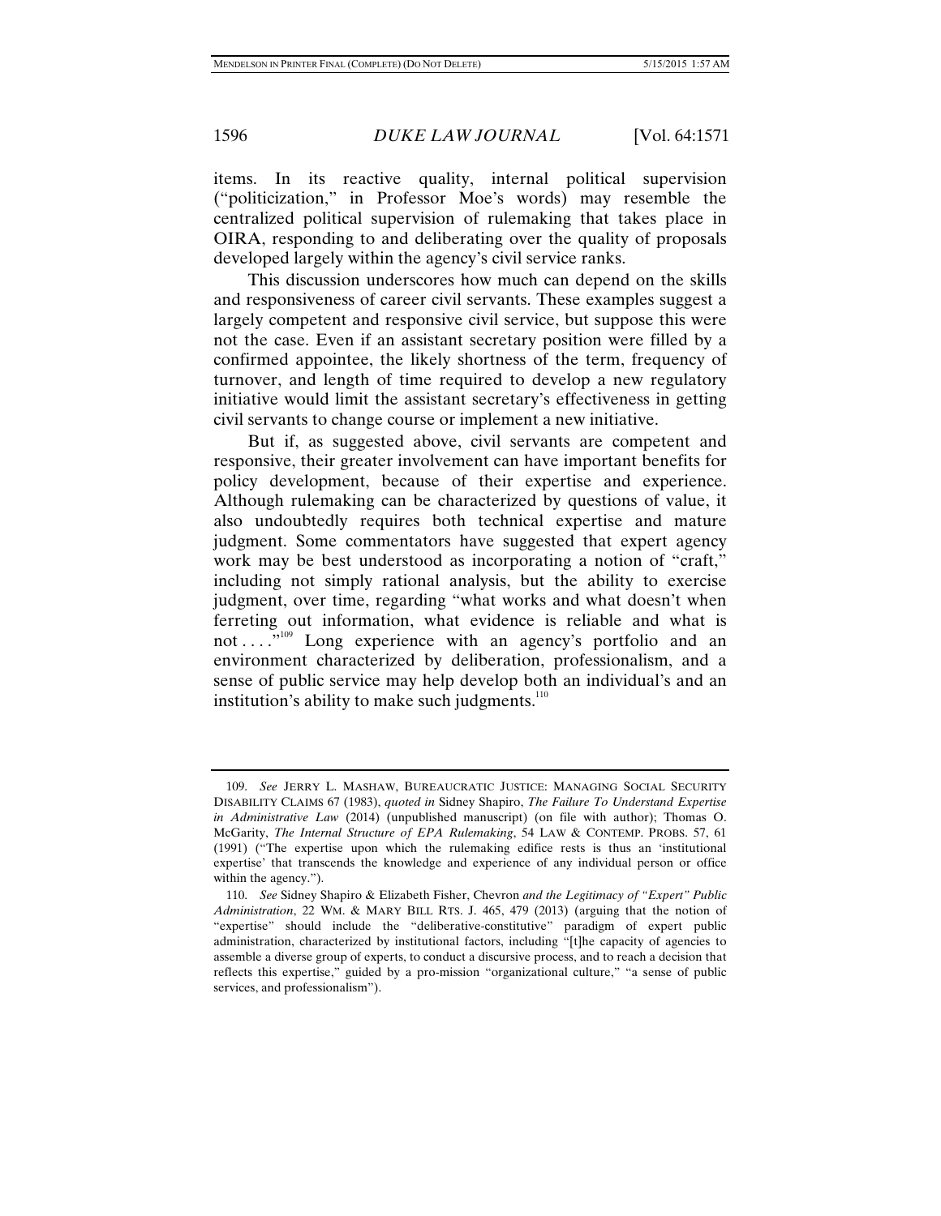items. In its reactive quality, internal political supervision ("politicization," in Professor Moe's words) may resemble the centralized political supervision of rulemaking that takes place in OIRA, responding to and deliberating over the quality of proposals developed largely within the agency's civil service ranks.

This discussion underscores how much can depend on the skills and responsiveness of career civil servants. These examples suggest a largely competent and responsive civil service, but suppose this were not the case. Even if an assistant secretary position were filled by a confirmed appointee, the likely shortness of the term, frequency of turnover, and length of time required to develop a new regulatory initiative would limit the assistant secretary's effectiveness in getting civil servants to change course or implement a new initiative.

But if, as suggested above, civil servants are competent and responsive, their greater involvement can have important benefits for policy development, because of their expertise and experience. Although rulemaking can be characterized by questions of value, it also undoubtedly requires both technical expertise and mature judgment. Some commentators have suggested that expert agency work may be best understood as incorporating a notion of "craft," including not simply rational analysis, but the ability to exercise judgment, over time, regarding "what works and what doesn't when ferreting out information, what evidence is reliable and what is not . . . ."[109] Long experience with an agency's portfolio and an environment characterized by deliberation, professionalism, and a sense of public service may help develop both an individual's and an institution's ability to make such judgments.[110]

---

109. *See* JERRY L. MASHAW, BUREAUCRATIC JUSTICE: MANAGING SOCIAL SECURITY DISABILITY CLAIMS 67 (1983), *quoted in* Sidney Shapiro, *The Failure To Understand Expertise in Administrative Law* (2014) (unpublished manuscript) (on file with author); Thomas O. McGarity, *The Internal Structure of EPA Rulemaking*, 54 LAW & CONTEMP. PROBS. 57, 61 (1991) ("The expertise upon which the rulemaking edifice rests is thus an 'institutional expertise' that transcends the knowledge and experience of any individual person or office within the agency.").

110. *See* Sidney Shapiro & Elizabeth Fisher, *Chevron and the Legitimacy of "Expert" Public Administration*, 22 WM. & MARY BILL RTS. J. 465, 479 (2013) (arguing that the notion of "expertise" should include the "deliberative-constitutive" paradigm of expert public administration, characterized by institutional factors, including "[t]he capacity of agencies to assemble a diverse group of experts, to conduct a discursive process, and to reach a decision that reflects this expertise," guided by a pro-mission "organizational culture," "a sense of public services, and professionalism").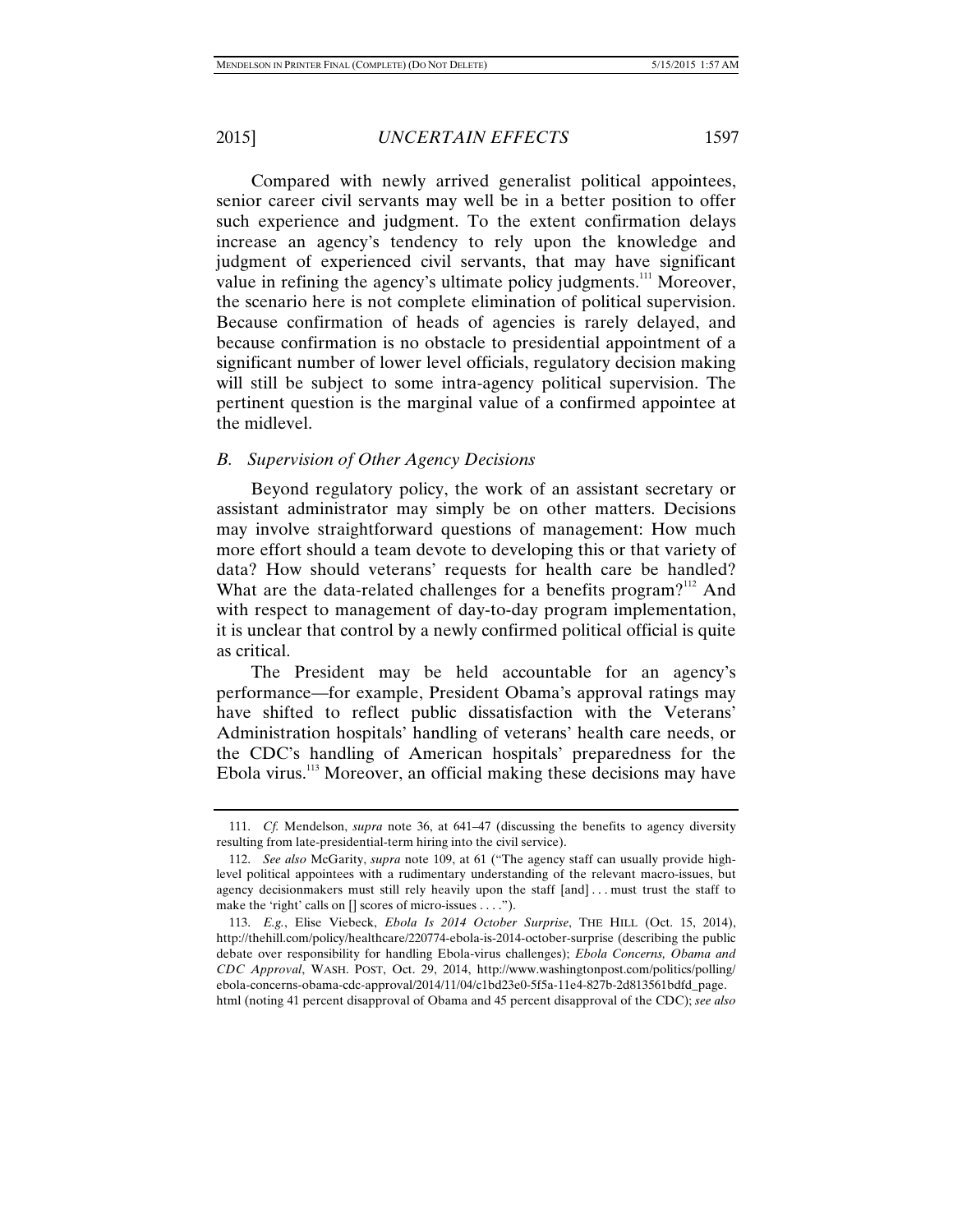Compared with newly arrived generalist political appointees, senior career civil servants may well be in a better position to offer such experience and judgment. To the extent confirmation delays increase an agency's tendency to rely upon the knowledge and judgment of experienced civil servants, that may have significant value in refining the agency's ultimate policy judgments.[111] Moreover, the scenario here is not complete elimination of political supervision. Because confirmation of heads of agencies is rarely delayed, and because confirmation is no obstacle to presidential appointment of a significant number of lower level officials, regulatory decision making will still be subject to some intra-agency political supervision. The pertinent question is the marginal value of a confirmed appointee at the midlevel.

### *B. Supervision of Other Agency Decisions*

Beyond regulatory policy, the work of an assistant secretary or assistant administrator may simply be on other matters. Decisions may involve straightforward questions of management: How much more effort should a team devote to developing this or that variety of data? How should veterans' requests for health care be handled? What are the data-related challenges for a benefits program?[112] And with respect to management of day-to-day program implementation, it is unclear that control by a newly confirmed political official is quite as critical.

The President may be held accountable for an agency's performance—for example, President Obama's approval ratings may have shifted to reflect public dissatisfaction with the Veterans' Administration hospitals' handling of veterans' health care needs, or the CDC's handling of American hospitals' preparedness for the Ebola virus.[113] Moreover, an official making these decisions may have

---

111. *Cf.* Mendelson, *supra* note 36, at 641–47 (discussing the benefits to agency diversity resulting from late-presidential-term hiring into the civil service).

112. *See also* McGarity, *supra* note 109, at 61 ("The agency staff can usually provide high-level political appointees with a rudimentary understanding of the relevant macro-issues, but agency decisionmakers must still rely heavily upon the staff [and] . . . must trust the staff to make the 'right' calls on [] scores of micro-issues . . . .").

113. *E.g.*, Elise Viebeck, *Ebola Is 2014 October Surprise*, THE HILL (Oct. 15, 2014), http://thehill.com/policy/healthcare/220774-ebola-is-2014-october-surprise (describing the public debate over responsibility for handling Ebola-virus challenges); *Ebola Concerns, Obama and CDC Approval*, WASH. POST, Oct. 29, 2014, http://www.washingtonpost.com/politics/polling/ebola-concerns-obama-cdc-approval/2014/11/04/c1bd23e0-5f5a-11e4-827b-2d813561bdfd_page.html (noting 41 percent disapproval of Obama and 45 percent disapproval of the CDC); *see also*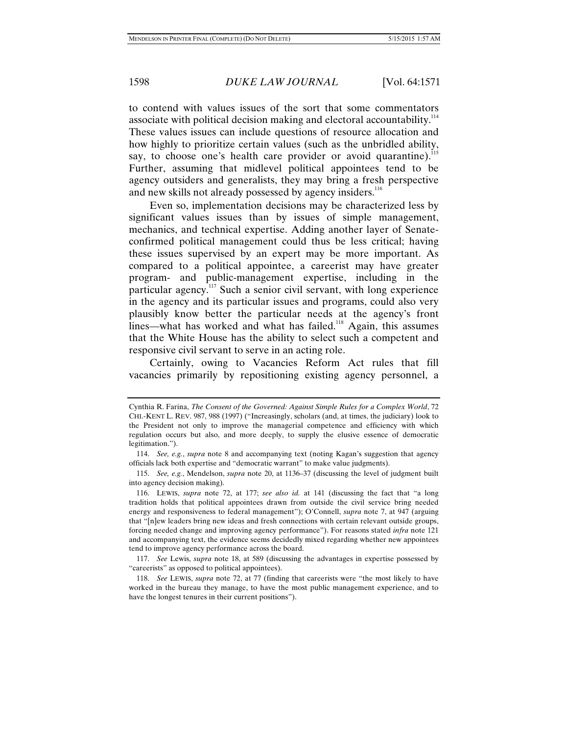to contend with values issues of the sort that some commentators associate with political decision making and electoral accountability.[114] These values issues can include questions of resource allocation and how highly to prioritize certain values (such as the unbridled ability, say, to choose one's health care provider or avoid quarantine).[115] Further, assuming that midlevel political appointees tend to be agency outsiders and generalists, they may bring a fresh perspective and new skills not already possessed by agency insiders.[116]

Even so, implementation decisions may be characterized less by significant values issues than by issues of simple management, mechanics, and technical expertise. Adding another layer of Senate-confirmed political management could thus be less critical; having these issues supervised by an expert may be more important. As compared to a political appointee, a careerist may have greater program- and public-management expertise, including in the particular agency.[117] Such a senior civil servant, with long experience in the agency and its particular issues and programs, could also very plausibly know better the particular needs at the agency's front lines—what has worked and what has failed.[118] Again, this assumes that the White House has the ability to select such a competent and responsive civil servant to serve in an acting role.

Certainly, owing to Vacancies Reform Act rules that fill vacancies primarily by repositioning existing agency personnel, a

---

Cynthia R. Farina, *The Consent of the Governed: Against Simple Rules for a Complex World*, 72 CHI.-KENT L. REV. 987, 988 (1997) ("Increasingly, scholars (and, at times, the judiciary) look to the President not only to improve the managerial competence and efficiency with which regulation occurs but also, and more deeply, to supply the elusive essence of democratic legitimation.").

114. *See, e.g.*, *supra* note 8 and accompanying text (noting Kagan's suggestion that agency officials lack both expertise and "democratic warrant" to make value judgments).

115. *See, e.g.*, Mendelson, *supra* note 20, at 1136–37 (discussing the level of judgment built into agency decision making).

116. LEWIS, *supra* note 72, at 177; *see also id.* at 141 (discussing the fact that "a long tradition holds that political appointees drawn from outside the civil service bring needed energy and responsiveness to federal management"); O'Connell, *supra* note 7, at 947 (arguing that "[n]ew leaders bring new ideas and fresh connections with certain relevant outside groups, forcing needed change and improving agency performance"). For reasons stated *infra* note 121 and accompanying text, the evidence seems decidedly mixed regarding whether new appointees tend to improve agency performance across the board.

117. *See* Lewis, *supra* note 18, at 589 (discussing the advantages in expertise possessed by "careerists" as opposed to political appointees).

118. *See* LEWIS, *supra* note 72, at 77 (finding that careerists were "the most likely to have worked in the bureau they manage, to have the most public management experience, and to have the longest tenures in their current positions").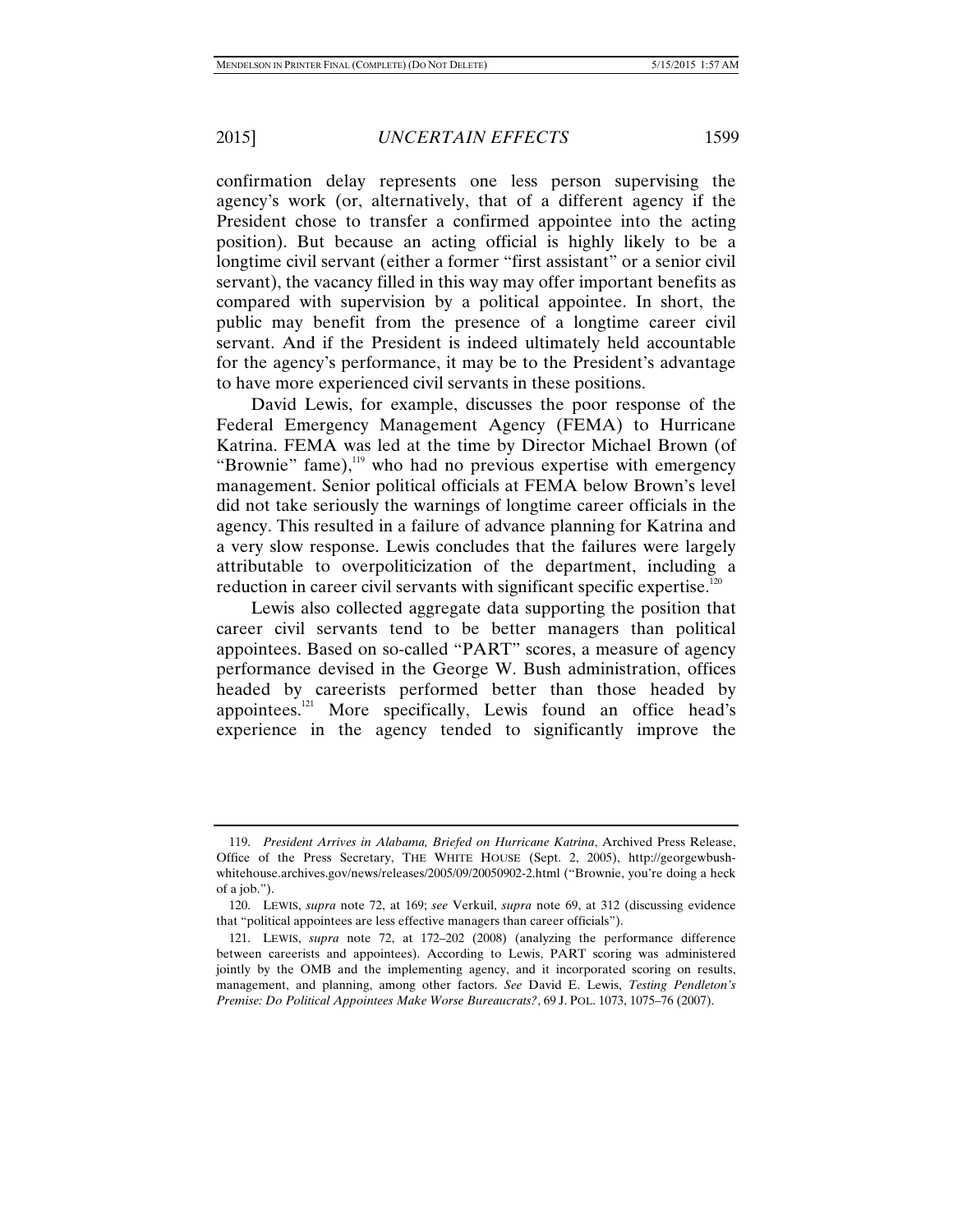confirmation delay represents one less person supervising the agency's work (or, alternatively, that of a different agency if the President chose to transfer a confirmed appointee into the acting position). But because an acting official is highly likely to be a longtime civil servant (either a former "first assistant" or a senior civil servant), the vacancy filled in this way may offer important benefits as compared with supervision by a political appointee. In short, the public may benefit from the presence of a longtime career civil servant. And if the President is indeed ultimately held accountable for the agency's performance, it may be to the President's advantage to have more experienced civil servants in these positions.

David Lewis, for example, discusses the poor response of the Federal Emergency Management Agency (FEMA) to Hurricane Katrina. FEMA was led at the time by Director Michael Brown (of "Brownie" fame),[119] who had no previous expertise with emergency management. Senior political officials at FEMA below Brown's level did not take seriously the warnings of longtime career officials in the agency. This resulted in a failure of advance planning for Katrina and a very slow response. Lewis concludes that the failures were largely attributable to overpoliticization of the department, including a reduction in career civil servants with significant specific expertise.[120]

Lewis also collected aggregate data supporting the position that career civil servants tend to be better managers than political appointees. Based on so-called "PART" scores, a measure of agency performance devised in the George W. Bush administration, offices headed by careerists performed better than those headed by appointees.[121] More specifically, Lewis found an office head's experience in the agency tended to significantly improve the

---

119. *President Arrives in Alabama, Briefed on Hurricane Katrina*, Archived Press Release, Office of the Press Secretary, THE WHITE HOUSE (Sept. 2, 2005), http://georgewbush-whitehouse.archives.gov/news/releases/2005/09/20050902-2.html ("Brownie, you're doing a heck of a job.").

120. LEWIS, *supra* note 72, at 169; *see* Verkuil, *supra* note 69, at 312 (discussing evidence that "political appointees are less effective managers than career officials").

121. LEWIS, *supra* note 72, at 172–202 (2008) (analyzing the performance difference between careerists and appointees). According to Lewis, PART scoring was administered jointly by the OMB and the implementing agency, and it incorporated scoring on results, management, and planning, among other factors. *See* David E. Lewis, *Testing Pendleton's Premise: Do Political Appointees Make Worse Bureaucrats?*, 69 J. POL. 1073, 1075–76 (2007).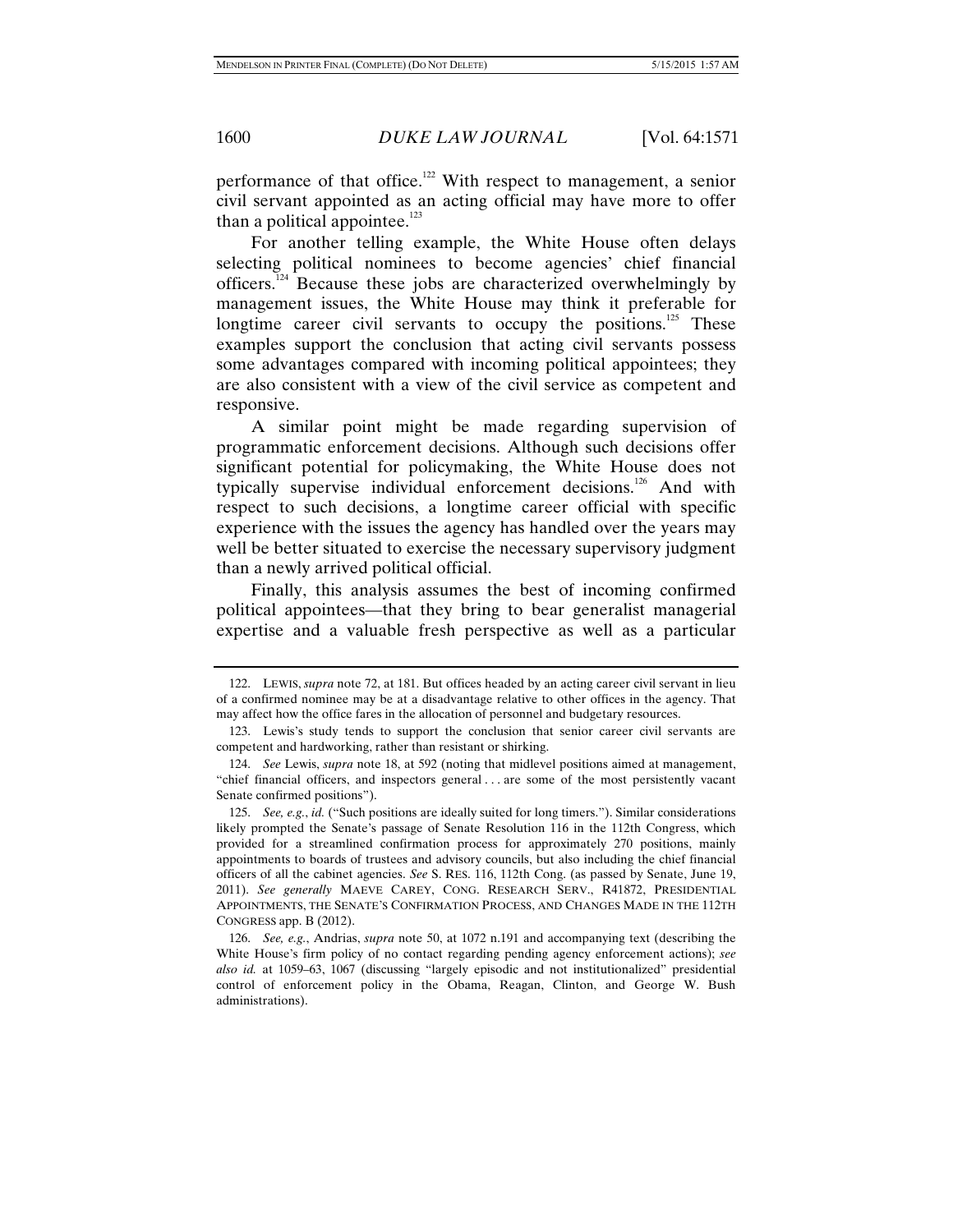performance of that office.[122] With respect to management, a senior civil servant appointed as an acting official may have more to offer than a political appointee.[123]

For another telling example, the White House often delays selecting political nominees to become agencies' chief financial officers.[124] Because these jobs are characterized overwhelmingly by management issues, the White House may think it preferable for longtime career civil servants to occupy the positions.[125] These examples support the conclusion that acting civil servants possess some advantages compared with incoming political appointees; they are also consistent with a view of the civil service as competent and responsive.

A similar point might be made regarding supervision of programmatic enforcement decisions. Although such decisions offer significant potential for policymaking, the White House does not typically supervise individual enforcement decisions.[126] And with respect to such decisions, a longtime career official with specific experience with the issues the agency has handled over the years may well be better situated to exercise the necessary supervisory judgment than a newly arrived political official.

Finally, this analysis assumes the best of incoming confirmed political appointees—that they bring to bear generalist managerial expertise and a valuable fresh perspective as well as a particular

---

122. LEWIS, *supra* note 72, at 181. But offices headed by an acting career civil servant in lieu of a confirmed nominee may be at a disadvantage relative to other offices in the agency. That may affect how the office fares in the allocation of personnel and budgetary resources.

123. Lewis's study tends to support the conclusion that senior career civil servants are competent and hardworking, rather than resistant or shirking.

124. *See* Lewis, *supra* note 18, at 592 (noting that midlevel positions aimed at management, "chief financial officers, and inspectors general . . . are some of the most persistently vacant Senate confirmed positions").

125. *See, e.g.*, *id.* ("Such positions are ideally suited for long timers."). Similar considerations likely prompted the Senate's passage of Senate Resolution 116 in the 112th Congress, which provided for a streamlined confirmation process for approximately 270 positions, mainly appointments to boards of trustees and advisory councils, but also including the chief financial officers of all the cabinet agencies. *See* S. RES. 116, 112th Cong. (as passed by Senate, June 19, 2011). *See generally* MAEVE CAREY, CONG. RESEARCH SERV., R41872, PRESIDENTIAL APPOINTMENTS, THE SENATE'S CONFIRMATION PROCESS, AND CHANGES MADE IN THE 112TH CONGRESS app. B (2012).

126. *See, e.g.*, Andrias, *supra* note 50, at 1072 n.191 and accompanying text (describing the White House's firm policy of no contact regarding pending agency enforcement actions); *see also id.* at 1059–63, 1067 (discussing "largely episodic and not institutionalized" presidential control of enforcement policy in the Obama, Reagan, Clinton, and George W. Bush administrations).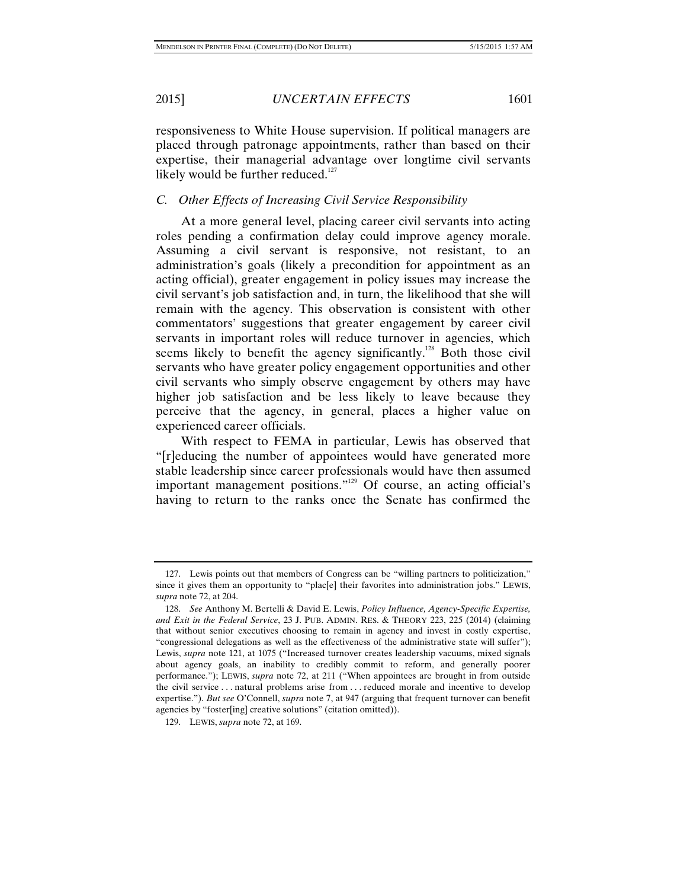responsiveness to White House supervision. If political managers are placed through patronage appointments, rather than based on their expertise, their managerial advantage over longtime civil servants likely would be further reduced.[127]

### *C. Other Effects of Increasing Civil Service Responsibility*

At a more general level, placing career civil servants into acting roles pending a confirmation delay could improve agency morale. Assuming a civil servant is responsive, not resistant, to an administration's goals (likely a precondition for appointment as an acting official), greater engagement in policy issues may increase the civil servant's job satisfaction and, in turn, the likelihood that she will remain with the agency. This observation is consistent with other commentators' suggestions that greater engagement by career civil servants in important roles will reduce turnover in agencies, which seems likely to benefit the agency significantly.[128] Both those civil servants who have greater policy engagement opportunities and other civil servants who simply observe engagement by others may have higher job satisfaction and be less likely to leave because they perceive that the agency, in general, places a higher value on experienced career officials.

With respect to FEMA in particular, Lewis has observed that "[r]educing the number of appointees would have generated more stable leadership since career professionals would have then assumed important management positions."[129] Of course, an acting official's having to return to the ranks once the Senate has confirmed the

---

127. Lewis points out that members of Congress can be "willing partners to politicization," since it gives them an opportunity to "plac[e] their favorites into administration jobs." LEWIS, *supra* note 72, at 204.

128. *See* Anthony M. Bertelli & David E. Lewis, *Policy Influence, Agency-Specific Expertise, and Exit in the Federal Service*, 23 J. PUB. ADMIN. RES. & THEORY 223, 225 (2014) (claiming that without senior executives choosing to remain in agency and invest in costly expertise, "congressional delegations as well as the effectiveness of the administrative state will suffer"); Lewis, *supra* note 121, at 1075 ("Increased turnover creates leadership vacuums, mixed signals about agency goals, an inability to credibly commit to reform, and generally poorer performance."); LEWIS, *supra* note 72, at 211 ("When appointees are brought in from outside the civil service . . . natural problems arise from . . . reduced morale and incentive to develop expertise."). *But see* O'Connell, *supra* note 7, at 947 (arguing that frequent turnover can benefit agencies by "foster[ing] creative solutions" (citation omitted)).

129. LEWIS, *supra* note 72, at 169.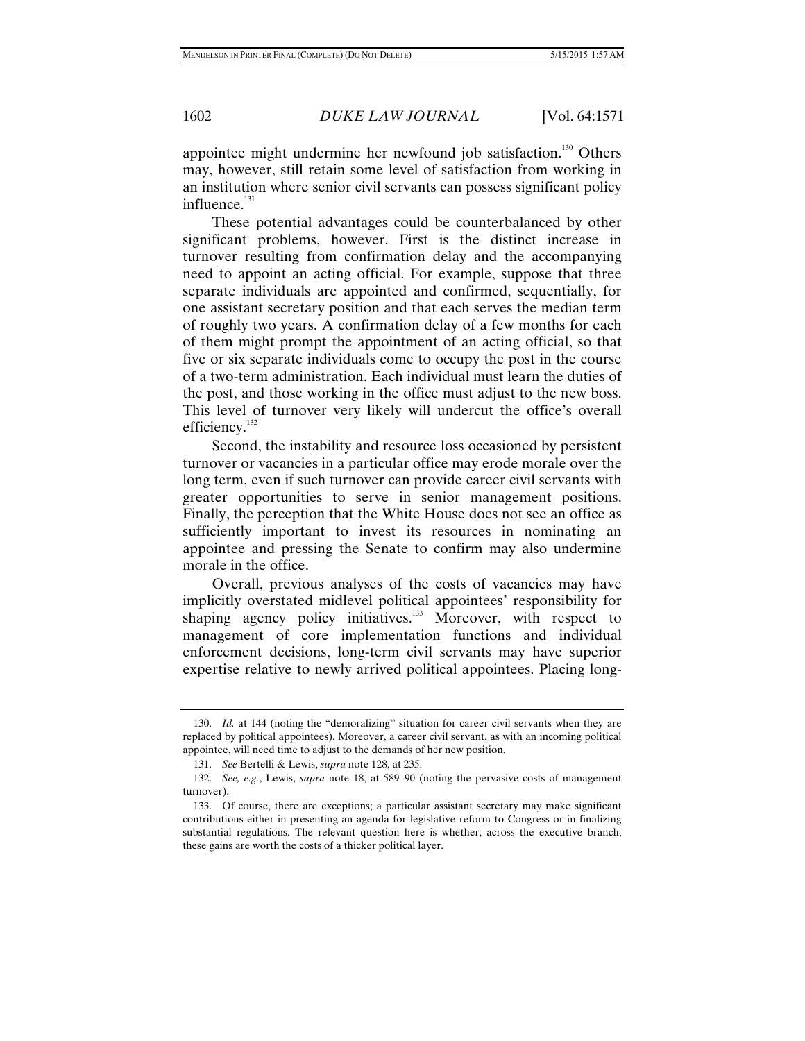appointee might undermine her newfound job satisfaction.[130] Others may, however, still retain some level of satisfaction from working in an institution where senior civil servants can possess significant policy influence.[131]

These potential advantages could be counterbalanced by other significant problems, however. First is the distinct increase in turnover resulting from confirmation delay and the accompanying need to appoint an acting official. For example, suppose that three separate individuals are appointed and confirmed, sequentially, for one assistant secretary position and that each serves the median term of roughly two years. A confirmation delay of a few months for each of them might prompt the appointment of an acting official, so that five or six separate individuals come to occupy the post in the course of a two-term administration. Each individual must learn the duties of the post, and those working in the office must adjust to the new boss. This level of turnover very likely will undercut the office's overall efficiency.[132]

Second, the instability and resource loss occasioned by persistent turnover or vacancies in a particular office may erode morale over the long term, even if such turnover can provide career civil servants with greater opportunities to serve in senior management positions. Finally, the perception that the White House does not see an office as sufficiently important to invest its resources in nominating an appointee and pressing the Senate to confirm may also undermine morale in the office.

Overall, previous analyses of the costs of vacancies may have implicitly overstated midlevel political appointees' responsibility for shaping agency policy initiatives.[133] Moreover, with respect to management of core implementation functions and individual enforcement decisions, long-term civil servants may have superior expertise relative to newly arrived political appointees. Placing long-

---

130. *Id.* at 144 (noting the "demoralizing" situation for career civil servants when they are replaced by political appointees). Moreover, a career civil servant, as with an incoming political appointee, will need time to adjust to the demands of her new position.

131. *See* Bertelli & Lewis, *supra* note 128, at 235.

132. *See, e.g.*, Lewis, *supra* note 18, at 589–90 (noting the pervasive costs of management turnover).

133. Of course, there are exceptions; a particular assistant secretary may make significant contributions either in presenting an agenda for legislative reform to Congress or in finalizing substantial regulations. The relevant question here is whether, across the executive branch, these gains are worth the costs of a thicker political layer.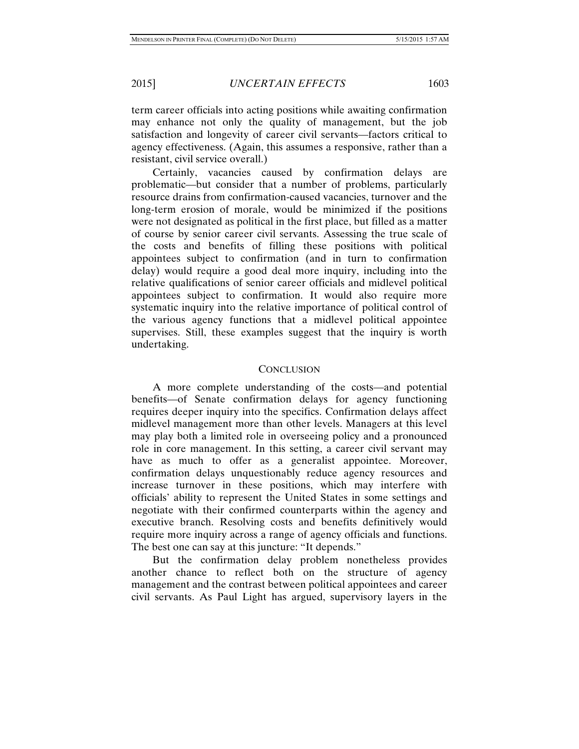term career officials into acting positions while awaiting confirmation may enhance not only the quality of management, but the job satisfaction and longevity of career civil servants—factors critical to agency effectiveness. (Again, this assumes a responsive, rather than a resistant, civil service overall.)

Certainly, vacancies caused by confirmation delays are problematic—but consider that a number of problems, particularly resource drains from confirmation-caused vacancies, turnover and the long-term erosion of morale, would be minimized if the positions were not designated as political in the first place, but filled as a matter of course by senior career civil servants. Assessing the true scale of the costs and benefits of filling these positions with political appointees subject to confirmation (and in turn to confirmation delay) would require a good deal more inquiry, including into the relative qualifications of senior career officials and midlevel political appointees subject to confirmation. It would also require more systematic inquiry into the relative importance of political control of the various agency functions that a midlevel political appointee supervises. Still, these examples suggest that the inquiry is worth undertaking.

## CONCLUSION

A more complete understanding of the costs—and potential benefits—of Senate confirmation delays for agency functioning requires deeper inquiry into the specifics. Confirmation delays affect midlevel management more than other levels. Managers at this level may play both a limited role in overseeing policy and a pronounced role in core management. In this setting, a career civil servant may have as much to offer as a generalist appointee. Moreover, confirmation delays unquestionably reduce agency resources and increase turnover in these positions, which may interfere with officials' ability to represent the United States in some settings and negotiate with their confirmed counterparts within the agency and executive branch. Resolving costs and benefits definitively would require more inquiry across a range of agency officials and functions. The best one can say at this juncture: "It depends."

But the confirmation delay problem nonetheless provides another chance to reflect both on the structure of agency management and the contrast between political appointees and career civil servants. As Paul Light has argued, supervisory layers in the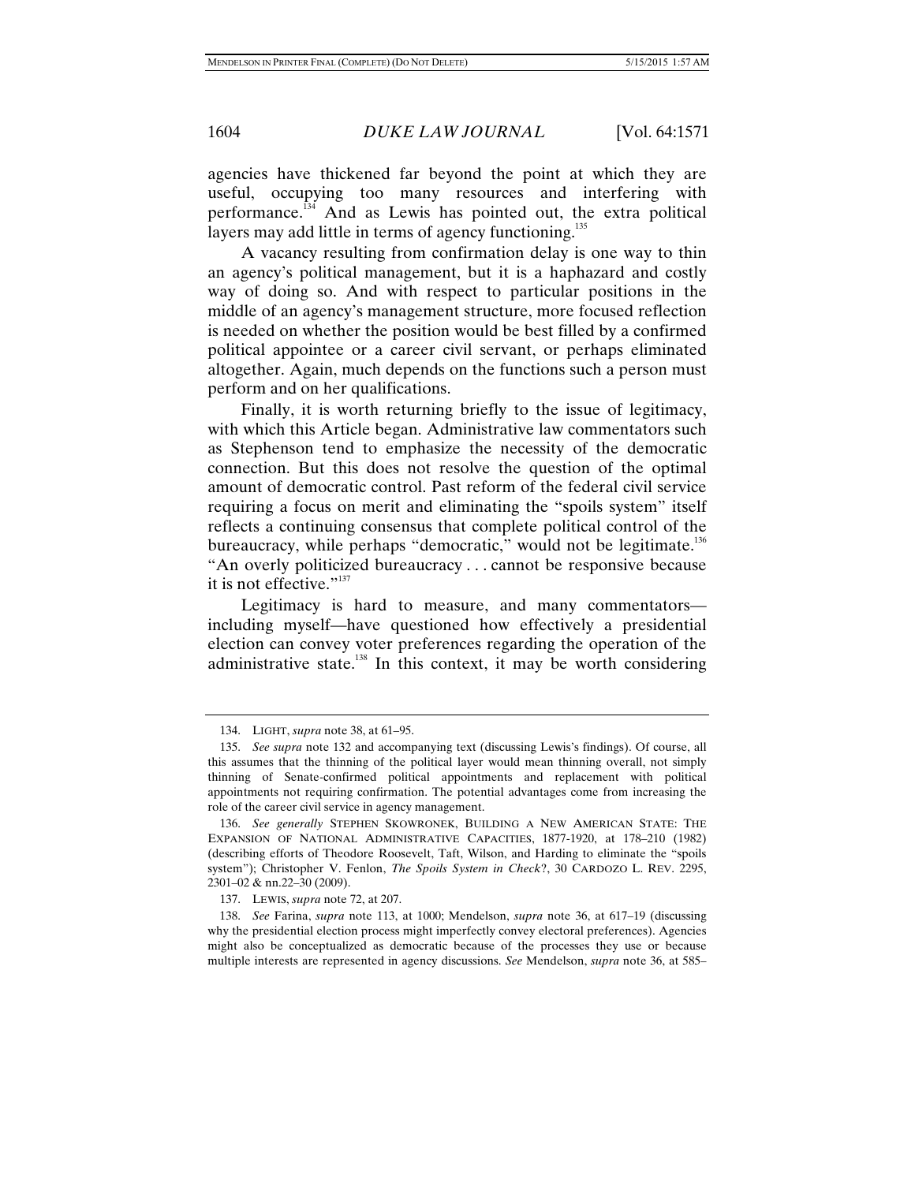agencies have thickened far beyond the point at which they are useful, occupying too many resources and interfering with performance.[134] And as Lewis has pointed out, the extra political layers may add little in terms of agency functioning.[135]

A vacancy resulting from confirmation delay is one way to thin an agency's political management, but it is a haphazard and costly way of doing so. And with respect to particular positions in the middle of an agency's management structure, more focused reflection is needed on whether the position would be best filled by a confirmed political appointee or a career civil servant, or perhaps eliminated altogether. Again, much depends on the functions such a person must perform and on her qualifications.

Finally, it is worth returning briefly to the issue of legitimacy, with which this Article began. Administrative law commentators such as Stephenson tend to emphasize the necessity of the democratic connection. But this does not resolve the question of the optimal amount of democratic control. Past reform of the federal civil service requiring a focus on merit and eliminating the "spoils system" itself reflects a continuing consensus that complete political control of the bureaucracy, while perhaps "democratic," would not be legitimate.[136] "An overly politicized bureaucracy . . . cannot be responsive because it is not effective."[137]

Legitimacy is hard to measure, and many commentators—including myself—have questioned how effectively a presidential election can convey voter preferences regarding the operation of the administrative state.[138] In this context, it may be worth considering

---

134. LIGHT, *supra* note 38, at 61–95.

135. *See supra* note 132 and accompanying text (discussing Lewis's findings). Of course, all this assumes that the thinning of the political layer would mean thinning overall, not simply thinning of Senate-confirmed political appointments and replacement with political appointments not requiring confirmation. The potential advantages come from increasing the role of the career civil service in agency management.

136. *See generally* STEPHEN SKOWRONEK, BUILDING A NEW AMERICAN STATE: THE EXPANSION OF NATIONAL ADMINISTRATIVE CAPACITIES, 1877-1920, at 178–210 (1982) (describing efforts of Theodore Roosevelt, Taft, Wilson, and Harding to eliminate the "spoils system"); Christopher V. Fenlon, *The Spoils System in Check?*, 30 CARDOZO L. REV. 2295, 2301–02 & nn.22–30 (2009).

137. LEWIS, *supra* note 72, at 207.

138. *See* Farina, *supra* note 113, at 1000; Mendelson, *supra* note 36, at 617–19 (discussing why the presidential election process might imperfectly convey electoral preferences). Agencies might also be conceptualized as democratic because of the processes they use or because multiple interests are represented in agency discussions. *See* Mendelson, *supra* note 36, at 585–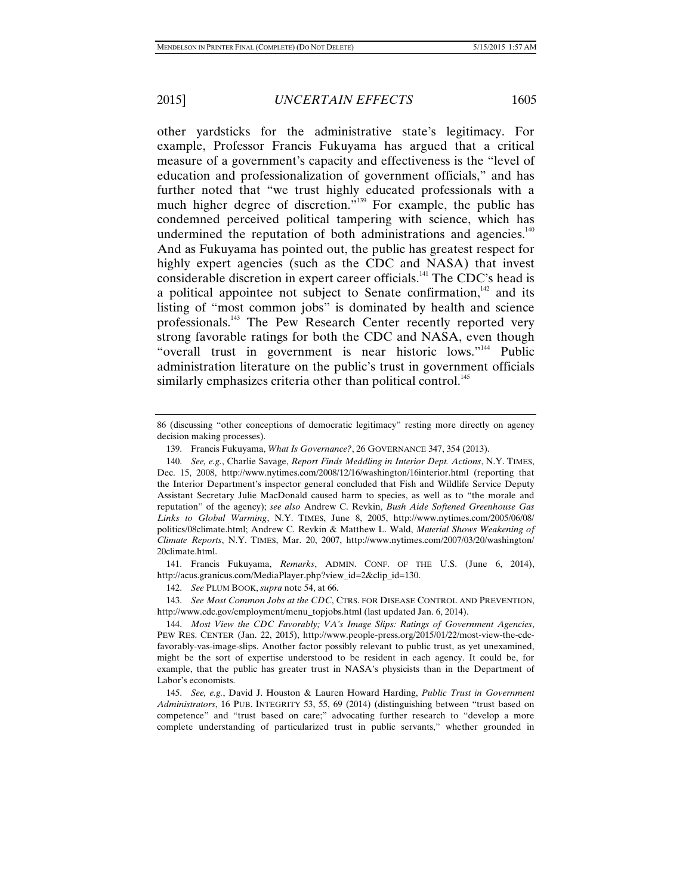other yardsticks for the administrative state's legitimacy. For example, Professor Francis Fukuyama has argued that a critical measure of a government's capacity and effectiveness is the "level of education and professionalization of government officials," and has further noted that "we trust highly educated professionals with a much higher degree of discretion."[139] For example, the public has condemned perceived political tampering with science, which has undermined the reputation of both administrations and agencies.[140] And as Fukuyama has pointed out, the public has greatest respect for highly expert agencies (such as the CDC and NASA) that invest considerable discretion in expert career officials.[141] The CDC's head is a political appointee not subject to Senate confirmation,[142] and its listing of "most common jobs" is dominated by health and science professionals.[143] The Pew Research Center recently reported very strong favorable ratings for both the CDC and NASA, even though "overall trust in government is near historic lows."[144] Public administration literature on the public's trust in government officials similarly emphasizes criteria other than political control.[145]

---

86 (discussing "other conceptions of democratic legitimacy" resting more directly on agency decision making processes).

139. Francis Fukuyama, *What Is Governance?*, 26 GOVERNANCE 347, 354 (2013).

140. *See, e.g.*, Charlie Savage, *Report Finds Meddling in Interior Dept. Actions*, N.Y. TIMES, Dec. 15, 2008, http://www.nytimes.com/2008/12/16/washington/16interior.html (reporting that the Interior Department's inspector general concluded that Fish and Wildlife Service Deputy Assistant Secretary Julie MacDonald caused harm to species, as well as to "the morale and reputation" of the agency); *see also* Andrew C. Revkin, *Bush Aide Softened Greenhouse Gas Links to Global Warming*, N.Y. TIMES, June 8, 2005, http://www.nytimes.com/2005/06/08/politics/08climate.html; Andrew C. Revkin & Matthew L. Wald, *Material Shows Weakening of Climate Reports*, N.Y. TIMES, Mar. 20, 2007, http://www.nytimes.com/2007/03/20/washington/20climate.html.

141. Francis Fukuyama, *Remarks*, ADMIN. CONF. OF THE U.S. (June 6, 2014), http://acus.granicus.com/MediaPlayer.php?view_id=2&clip_id=130.

142. *See* PLUM BOOK, *supra* note 54, at 66.

143. *See Most Common Jobs at the CDC*, CTRS. FOR DISEASE CONTROL AND PREVENTION, http://www.cdc.gov/employment/menu_topjobs.html (last updated Jan. 6, 2014).

144. *Most View the CDC Favorably; VA's Image Slips: Ratings of Government Agencies*, PEW RES. CENTER (Jan. 22, 2015), http://www.people-press.org/2015/01/22/most-view-the-cdc-favorably-vas-image-slips. Another factor possibly relevant to public trust, as yet unexamined, might be the sort of expertise understood to be resident in each agency. It could be, for example, that the public has greater trust in NASA's physicists than in the Department of Labor's economists.

145. *See, e.g.*, David J. Houston & Lauren Howard Harding, *Public Trust in Government Administrators*, 16 PUB. INTEGRITY 53, 55, 69 (2014) (distinguishing between "trust based on competence" and "trust based on care;" advocating further research to "develop a more complete understanding of particularized trust in public servants," whether grounded in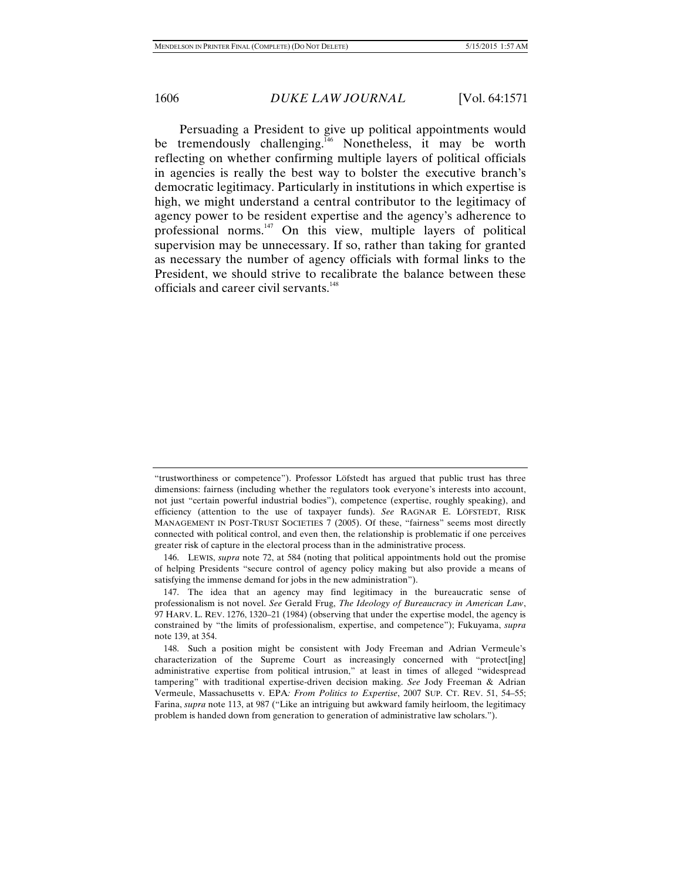Persuading a President to give up political appointments would be tremendously challenging.[146] Nonetheless, it may be worth reflecting on whether confirming multiple layers of political officials in agencies is really the best way to bolster the executive branch's democratic legitimacy. Particularly in institutions in which expertise is high, we might understand a central contributor to the legitimacy of agency power to be resident expertise and the agency's adherence to professional norms.[147] On this view, multiple layers of political supervision may be unnecessary. If so, rather than taking for granted as necessary the number of agency officials with formal links to the President, we should strive to recalibrate the balance between these officials and career civil servants.[148]

---

"trustworthiness or competence"). Professor Löfstedt has argued that public trust has three dimensions: fairness (including whether the regulators took everyone's interests into account, not just "certain powerful industrial bodies"), competence (expertise, roughly speaking), and efficiency (attention to the use of taxpayer funds). *See* RAGNAR E. LÖFSTEDT, RISK MANAGEMENT IN POST-TRUST SOCIETIES 7 (2005). Of these, "fairness" seems most directly connected with political control, and even then, the relationship is problematic if one perceives greater risk of capture in the electoral process than in the administrative process.

146. LEWIS, *supra* note 72, at 584 (noting that political appointments hold out the promise of helping Presidents "secure control of agency policy making but also provide a means of satisfying the immense demand for jobs in the new administration").

147. The idea that an agency may find legitimacy in the bureaucratic sense of professionalism is not novel. *See* Gerald Frug, *The Ideology of Bureaucracy in American Law*, 97 HARV. L. REV. 1276, 1320–21 (1984) (observing that under the expertise model, the agency is constrained by "the limits of professionalism, expertise, and competence"); Fukuyama, *supra* note 139, at 354.

148. Such a position might be consistent with Jody Freeman and Adrian Vermeule's characterization of the Supreme Court as increasingly concerned with "protect[ing] administrative expertise from political intrusion," at least in times of alleged "widespread tampering" with traditional expertise-driven decision making. *See* Jody Freeman & Adrian Vermeule, *Massachusetts* v. EPA*: From Politics to Expertise*, 2007 SUP. CT. REV. 51, 54–55; Farina, *supra* note 113, at 987 ("Like an intriguing but awkward family heirloom, the legitimacy problem is handed down from generation to generation of administrative law scholars.").